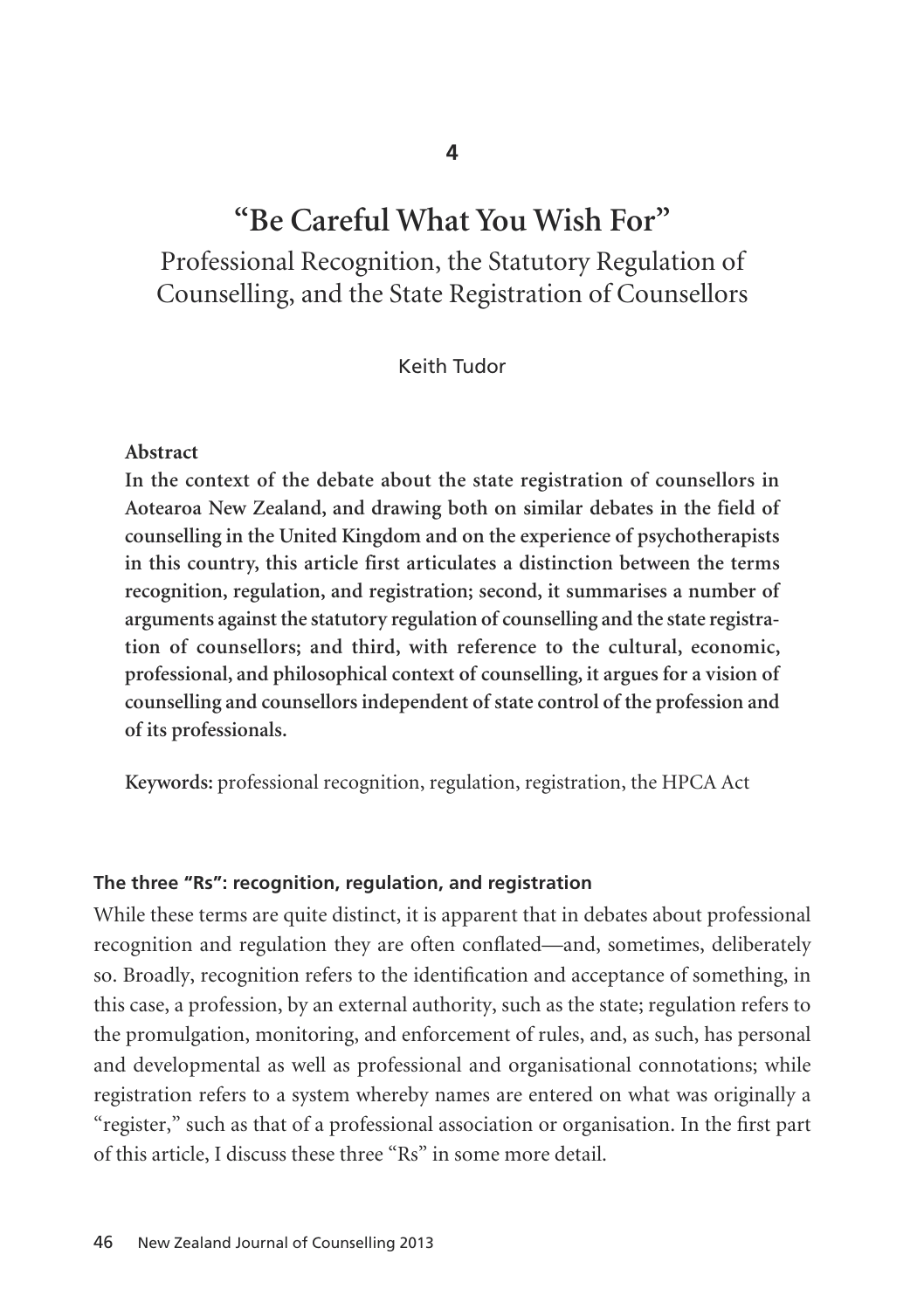4

# "Be Careful What You Wish For"

## Professional Recognition, the Statutory Regulation of Counselling, and the State Registration of Counsellors

Keith Tudor

**Abstract**

**In the context of the debate about the state registration of counsellors in Aotearoa New Zealand, and drawing both on similar debates in the field of counselling in the United Kingdom and on the experience of psychotherapists in this country, this article first articulates a distinction between the terms recognition, regulation, and registration; second, it summarises a number of arguments against the statutory regulation of counselling and the state registration of counsellors; and third, with reference to the cultural, economic, professional, and philosophical context of counselling, it argues for a vision of counselling and counsellors independent of state control of the profession and of its professionals.**

**Keywords:** professional recognition, regulation, registration, the HPCA Act

### The three "Rs": recognition, regulation, and registration

While these terms are quite distinct, it is apparent that in debates about professional recognition and regulation they are often conflated—and, sometimes, deliberately so. Broadly, recognition refers to the identification and acceptance of something, in this case, a profession, by an external authority, such as the state; regulation refers to the promulgation, monitoring, and enforcement of rules, and, as such, has personal and developmental as well as professional and organisational connotations; while registration refers to a system whereby names are entered on what was originally a "register," such as that of a professional association or organisation. In the first part of this article, I discuss these three "Rs" in some more detail.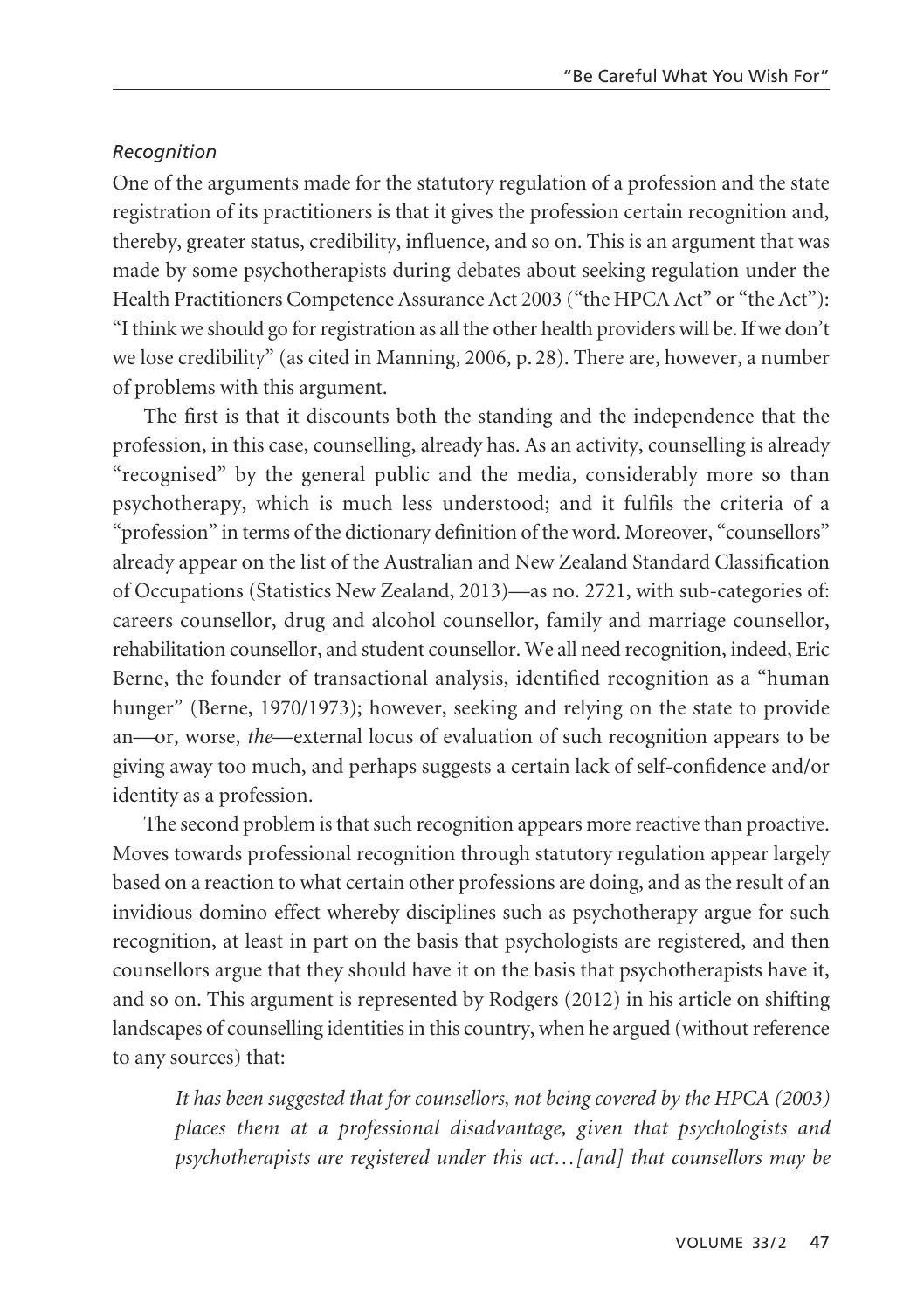*Recognition*

One of the arguments made for the statutory regulation of a profession and the state registration of its practitioners is that it gives the profession certain recognition and, thereby, greater status, credibility, influence, and so on. This is an argument that was made by some psychotherapists during debates about seeking regulation under the Health Practitioners Competence Assurance Act 2003 ("the HPCA Act" or "the Act"): "I think we should go for registration as all the other health providers will be. If we don't we lose credibility" (as cited in Manning, 2006, p. 28). There are, however, a number of problems with this argument.

The first is that it discounts both the standing and the independence that the profession, in this case, counselling, already has. As an activity, counselling is already "recognised" by the general public and the media, considerably more so than psychotherapy, which is much less understood; and it fulfils the criteria of a "profession" in terms of the dictionary definition of the word. Moreover, "counsellors" already appear on the list of the Australian and New Zealand Standard Classification of Occupations (Statistics New Zealand, 2013)—as no. 2721, with sub-categories of: careers counsellor, drug and alcohol counsellor, family and marriage counsellor, rehabilitation counsellor, and student counsellor. We all need recognition, indeed, Eric Berne, the founder of transactional analysis, identified recognition as a "human hunger" (Berne, 1970/1973); however, seeking and relying on the state to provide an—or, worse, *the*—external locus of evaluation of such recognition appears to be giving away too much, and perhaps suggests a certain lack of self-confidence and/or identity as a profession.

The second problem is that such recognition appears more reactive than proactive. Moves towards professional recognition through statutory regulation appear largely based on a reaction to what certain other professions are doing, and as the result of an invidious domino effect whereby disciplines such as psychotherapy argue for such recognition, at least in part on the basis that psychologists are registered, and then counsellors argue that they should have it on the basis that psychotherapists have it, and so on. This argument is represented by Rodgers (2012) in his article on shifting landscapes of counselling identities in this country, when he argued (without reference to any sources) that:

> *It has been suggested that for counsellors, not being covered by the HPCA (2003) places them at a professional disadvantage, given that psychologists and psychotherapists are registered under this act…[and] that counsellors may be*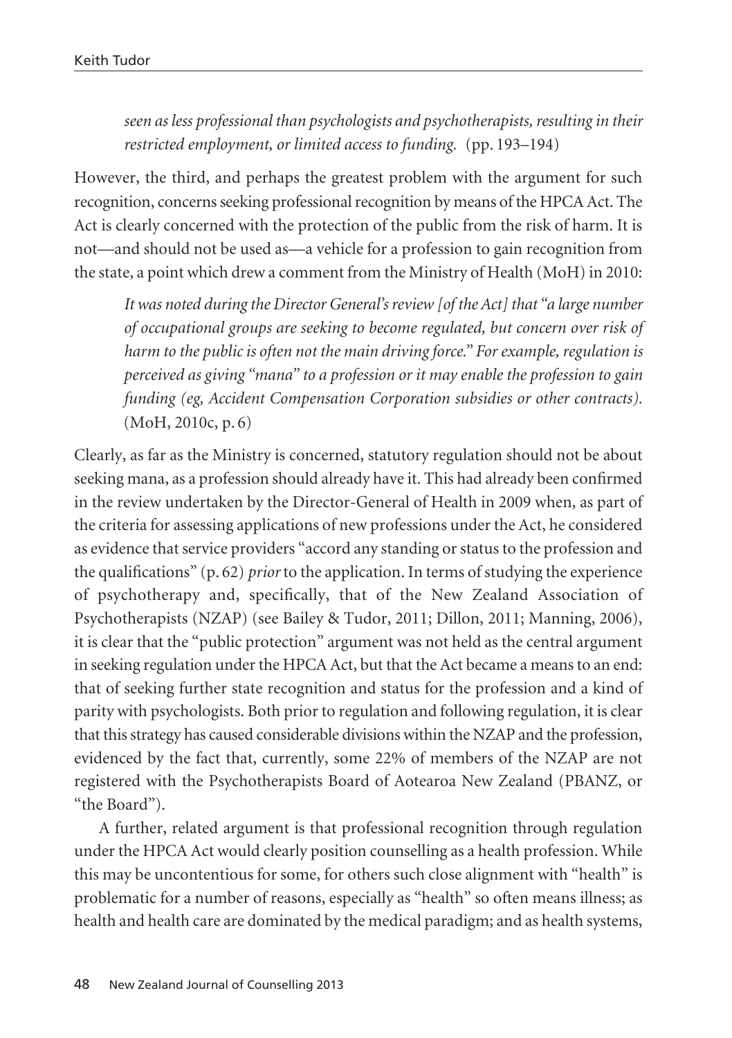*seen as less professional than psychologists and psychotherapists, resulting in their restricted employment, or limited access to funding.* (pp. 193–194)

However, the third, and perhaps the greatest problem with the argument for such recognition, concerns seeking professional recognition by means of the HPCA Act. The Act is clearly concerned with the protection of the public from the risk of harm. It is not—and should not be used as—a vehicle for a profession to gain recognition from the state, a point which drew a comment from the Ministry of Health (MoH) in 2010:

> *It was noted during the Director General's review [of the Act] that "a large number of occupational groups are seeking to become regulated, but concern over risk of harm to the public is often not the main driving force." For example, regulation is perceived as giving "mana" to a profession or it may enable the profession to gain funding (eg, Accident Compensation Corporation subsidies or other contracts).* (MoH, 2010c, p. 6)

Clearly, as far as the Ministry is concerned, statutory regulation should not be about seeking mana, as a profession should already have it. This had already been confirmed in the review undertaken by the Director-General of Health in 2009 when, as part of the criteria for assessing applications of new professions under the Act, he considered as evidence that service providers "accord any standing or status to the profession and the qualifications" (p. 62) *prior* to the application. In terms of studying the experience of psychotherapy and, specifically, that of the New Zealand Association of Psychotherapists (NZAP) (see Bailey & Tudor, 2011; Dillon, 2011; Manning, 2006), it is clear that the "public protection" argument was not held as the central argument in seeking regulation under the HPCA Act, but that the Act became a means to an end: that of seeking further state recognition and status for the profession and a kind of parity with psychologists. Both prior to regulation and following regulation, it is clear that this strategy has caused considerable divisions within the NZAP and the profession, evidenced by the fact that, currently, some 22% of members of the NZAP are not registered with the Psychotherapists Board of Aotearoa New Zealand (PBANZ, or "the Board").

A further, related argument is that professional recognition through regulation under the HPCA Act would clearly position counselling as a health profession. While this may be uncontentious for some, for others such close alignment with "health" is problematic for a number of reasons, especially as "health" so often means illness; as health and health care are dominated by the medical paradigm; and as health systems,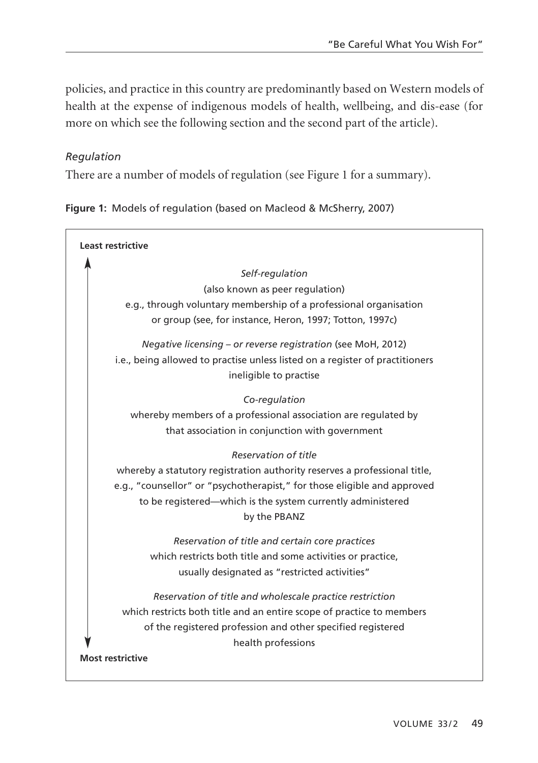policies, and practice in this country are predominantly based on Western models of health at the expense of indigenous models of health, wellbeing, and dis-ease (for more on which see the following section and the second part of the article).

### *Regulation*

There are a number of models of regulation (see Figure 1 for a summary).

**Figure 1:** Models of regulation (based on Macleod & McSherry, 2007)

**Least restrictive**

↑

*Self-regulation*
(also known as peer regulation)
e.g., through voluntary membership of a professional organisation or group (see, for instance, Heron, 1997; Totton, 1997c)

*Negative licensing – or reverse registration* (see MoH, 2012)
i.e., being allowed to practise unless listed on a register of practitioners ineligible to practise

*Co-regulation*
whereby members of a professional association are regulated by that association in conjunction with government

*Reservation of title*
whereby a statutory registration authority reserves a professional title, e.g., "counsellor" or "psychotherapist," for those eligible and approved to be registered—which is the system currently administered by the PBANZ

*Reservation of title and certain core practices*
which restricts both title and some activities or practice, usually designated as "restricted activities"

*Reservation of title and wholescale practice restriction*
which restricts both title and an entire scope of practice to members of the registered profession and other specified registered health professions

↓

**Most restrictive**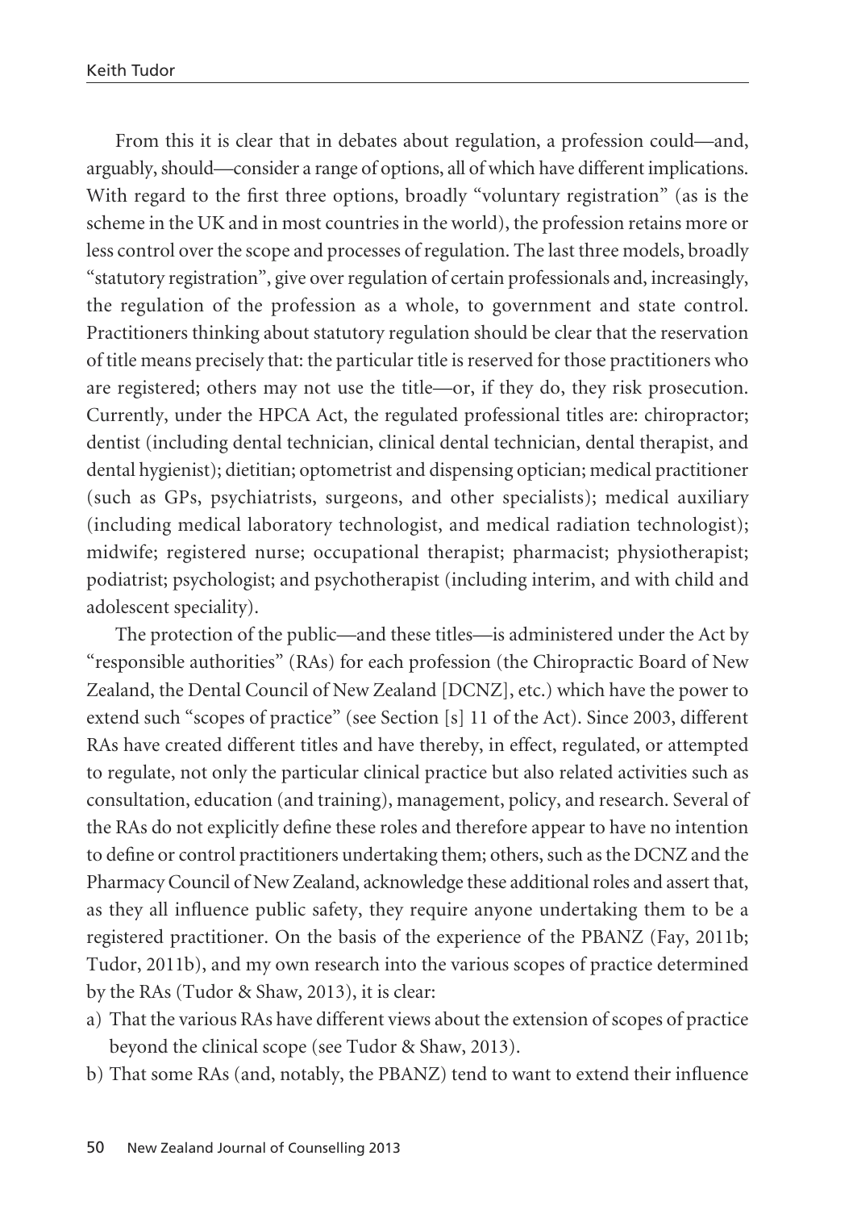From this it is clear that in debates about regulation, a profession could—and, arguably, should—consider a range of options, all of which have different implications. With regard to the first three options, broadly "voluntary registration" (as is the scheme in the UK and in most countries in the world), the profession retains more or less control over the scope and processes of regulation. The last three models, broadly "statutory registration", give over regulation of certain professionals and, increasingly, the regulation of the profession as a whole, to government and state control. Practitioners thinking about statutory regulation should be clear that the reservation of title means precisely that: the particular title is reserved for those practitioners who are registered; others may not use the title—or, if they do, they risk prosecution. Currently, under the HPCA Act, the regulated professional titles are: chiropractor; dentist (including dental technician, clinical dental technician, dental therapist, and dental hygienist); dietitian; optometrist and dispensing optician; medical practitioner (such as GPs, psychiatrists, surgeons, and other specialists); medical auxiliary (including medical laboratory technologist, and medical radiation technologist); midwife; registered nurse; occupational therapist; pharmacist; physiotherapist; podiatrist; psychologist; and psychotherapist (including interim, and with child and adolescent speciality).

The protection of the public—and these titles—is administered under the Act by "responsible authorities" (RAs) for each profession (the Chiropractic Board of New Zealand, the Dental Council of New Zealand [DCNZ], etc.) which have the power to extend such "scopes of practice" (see Section [s] 11 of the Act). Since 2003, different RAs have created different titles and have thereby, in effect, regulated, or attempted to regulate, not only the particular clinical practice but also related activities such as consultation, education (and training), management, policy, and research. Several of the RAs do not explicitly define these roles and therefore appear to have no intention to define or control practitioners undertaking them; others, such as the DCNZ and the Pharmacy Council of New Zealand, acknowledge these additional roles and assert that, as they all influence public safety, they require anyone undertaking them to be a registered practitioner. On the basis of the experience of the PBANZ (Fay, 2011b; Tudor, 2011b), and my own research into the various scopes of practice determined by the RAs (Tudor & Shaw, 2013), it is clear:

a) That the various RAs have different views about the extension of scopes of practice beyond the clinical scope (see Tudor & Shaw, 2013).
b) That some RAs (and, notably, the PBANZ) tend to want to extend their influence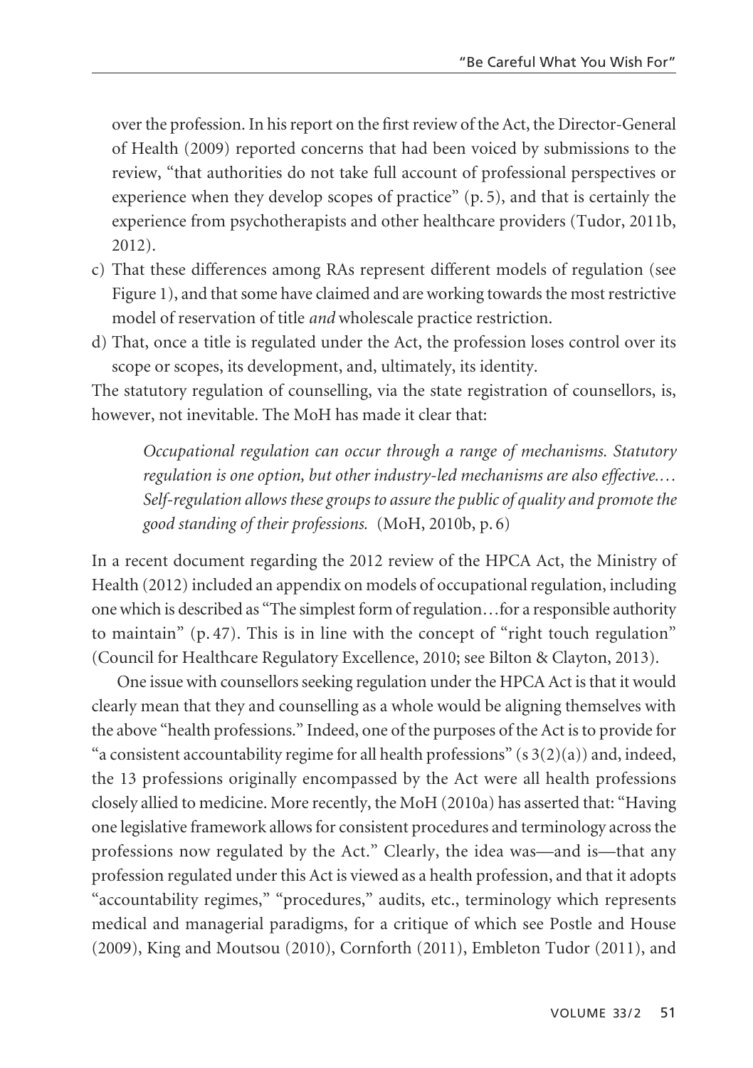over the profession. In his report on the first review of the Act, the Director-General of Health (2009) reported concerns that had been voiced by submissions to the review, "that authorities do not take full account of professional perspectives or experience when they develop scopes of practice" (p. 5), and that is certainly the experience from psychotherapists and other healthcare providers (Tudor, 2011b, 2012).

c) That these differences among RAs represent different models of regulation (see Figure 1), and that some have claimed and are working towards the most restrictive model of reservation of title *and* wholescale practice restriction.

d) That, once a title is regulated under the Act, the profession loses control over its scope or scopes, its development, and, ultimately, its identity.

The statutory regulation of counselling, via the state registration of counsellors, is, however, not inevitable. The MoH has made it clear that:

> *Occupational regulation can occur through a range of mechanisms. Statutory regulation is one option, but other industry-led mechanisms are also effective.… Self-regulation allows these groups to assure the public of quality and promote the good standing of their professions.* (MoH, 2010b, p. 6)

In a recent document regarding the 2012 review of the HPCA Act, the Ministry of Health (2012) included an appendix on models of occupational regulation, including one which is described as "The simplest form of regulation…for a responsible authority to maintain" (p. 47). This is in line with the concept of "right touch regulation" (Council for Healthcare Regulatory Excellence, 2010; see Bilton & Clayton, 2013).

One issue with counsellors seeking regulation under the HPCA Act is that it would clearly mean that they and counselling as a whole would be aligning themselves with the above "health professions." Indeed, one of the purposes of the Act is to provide for "a consistent accountability regime for all health professions" (s 3(2)(a)) and, indeed, the 13 professions originally encompassed by the Act were all health professions closely allied to medicine. More recently, the MoH (2010a) has asserted that: "Having one legislative framework allows for consistent procedures and terminology across the professions now regulated by the Act." Clearly, the idea was—and is—that any profession regulated under this Act is viewed as a health profession, and that it adopts "accountability regimes," "procedures," audits, etc., terminology which represents medical and managerial paradigms, for a critique of which see Postle and House (2009), King and Moutsou (2010), Cornforth (2011), Embleton Tudor (2011), and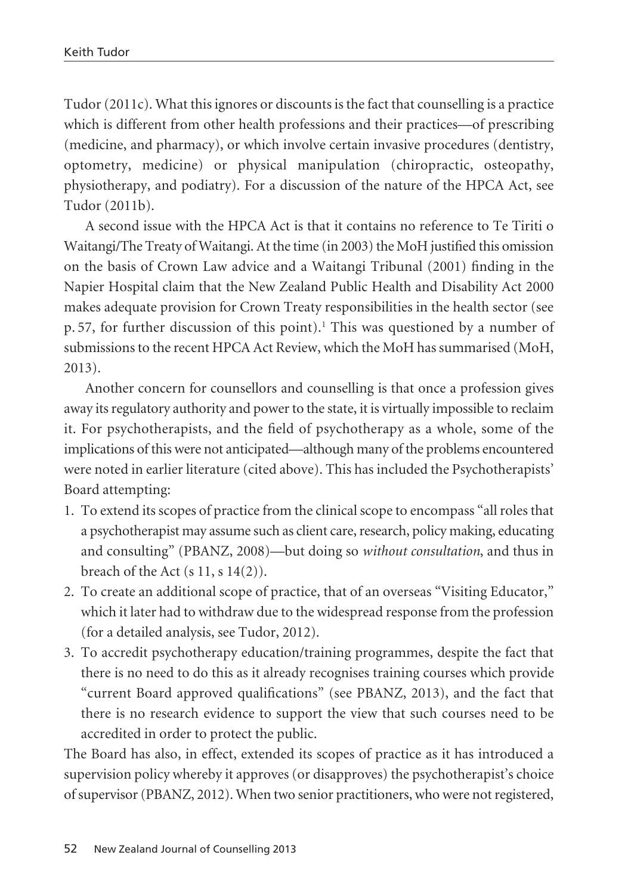Tudor (2011c). What this ignores or discounts is the fact that counselling is a practice which is different from other health professions and their practices—of prescribing (medicine, and pharmacy), or which involve certain invasive procedures (dentistry, optometry, medicine) or physical manipulation (chiropractic, osteopathy, physiotherapy, and podiatry). For a discussion of the nature of the HPCA Act, see Tudor (2011b).

A second issue with the HPCA Act is that it contains no reference to Te Tiriti o Waitangi/The Treaty of Waitangi. At the time (in 2003) the MoH justified this omission on the basis of Crown Law advice and a Waitangi Tribunal (2001) finding in the Napier Hospital claim that the New Zealand Public Health and Disability Act 2000 makes adequate provision for Crown Treaty responsibilities in the health sector (see p. 57, for further discussion of this point).[1] This was questioned by a number of submissions to the recent HPCA Act Review, which the MoH has summarised (MoH, 2013).

Another concern for counsellors and counselling is that once a profession gives away its regulatory authority and power to the state, it is virtually impossible to reclaim it. For psychotherapists, and the field of psychotherapy as a whole, some of the implications of this were not anticipated—although many of the problems encountered were noted in earlier literature (cited above). This has included the Psychotherapists' Board attempting:

1. To extend its scopes of practice from the clinical scope to encompass "all roles that a psychotherapist may assume such as client care, research, policy making, educating and consulting" (PBANZ, 2008)—but doing so *without consultation*, and thus in breach of the Act (s 11, s 14(2)).
2. To create an additional scope of practice, that of an overseas "Visiting Educator," which it later had to withdraw due to the widespread response from the profession (for a detailed analysis, see Tudor, 2012).
3. To accredit psychotherapy education/training programmes, despite the fact that there is no need to do this as it already recognises training courses which provide "current Board approved qualifications" (see PBANZ, 2013), and the fact that there is no research evidence to support the view that such courses need to be accredited in order to protect the public.

The Board has also, in effect, extended its scopes of practice as it has introduced a supervision policy whereby it approves (or disapproves) the psychotherapist's choice of supervisor (PBANZ, 2012). When two senior practitioners, who were not registered,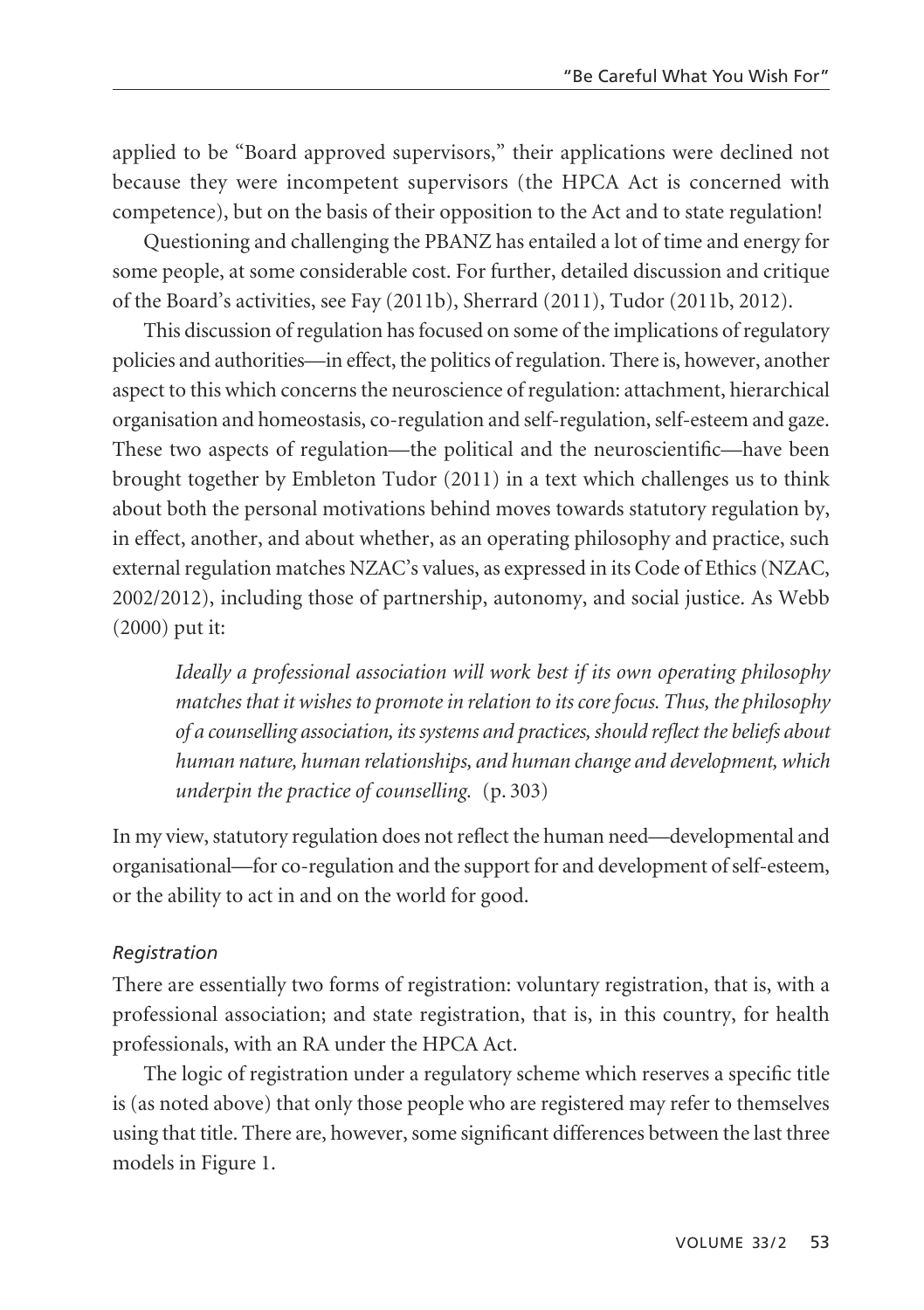applied to be "Board approved supervisors," their applications were declined not because they were incompetent supervisors (the HPCA Act is concerned with competence), but on the basis of their opposition to the Act and to state regulation!

Questioning and challenging the PBANZ has entailed a lot of time and energy for some people, at some considerable cost. For further, detailed discussion and critique of the Board's activities, see Fay (2011b), Sherrard (2011), Tudor (2011b, 2012).

This discussion of regulation has focused on some of the implications of regulatory policies and authorities—in effect, the politics of regulation. There is, however, another aspect to this which concerns the neuroscience of regulation: attachment, hierarchical organisation and homeostasis, co-regulation and self-regulation, self-esteem and gaze. These two aspects of regulation—the political and the neuroscientific—have been brought together by Embleton Tudor (2011) in a text which challenges us to think about both the personal motivations behind moves towards statutory regulation by, in effect, another, and about whether, as an operating philosophy and practice, such external regulation matches NZAC's values, as expressed in its Code of Ethics (NZAC, 2002/2012), including those of partnership, autonomy, and social justice. As Webb (2000) put it:

> *Ideally a professional association will work best if its own operating philosophy matches that it wishes to promote in relation to its core focus. Thus, the philosophy of a counselling association, its systems and practices, should reflect the beliefs about human nature, human relationships, and human change and development, which underpin the practice of counselling.* (p. 303)

In my view, statutory regulation does not reflect the human need—developmental and organisational—for co-regulation and the support for and development of self-esteem, or the ability to act in and on the world for good.

### *Registration*

There are essentially two forms of registration: voluntary registration, that is, with a professional association; and state registration, that is, in this country, for health professionals, with an RA under the HPCA Act.

The logic of registration under a regulatory scheme which reserves a specific title is (as noted above) that only those people who are registered may refer to themselves using that title. There are, however, some significant differences between the last three models in Figure 1.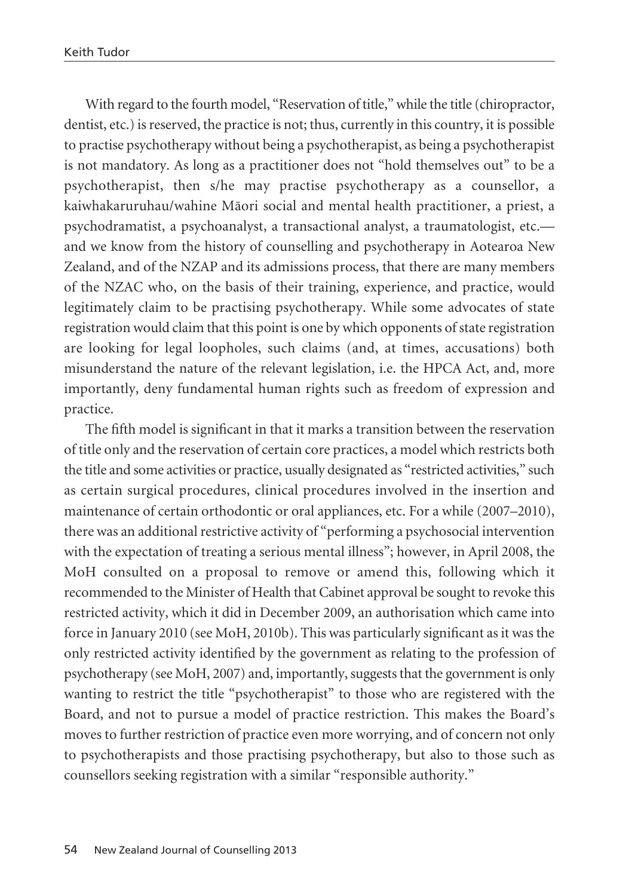With regard to the fourth model, "Reservation of title," while the title (chiropractor, dentist, etc.) is reserved, the practice is not; thus, currently in this country, it is possible to practise psychotherapy without being a psychotherapist, as being a psychotherapist is not mandatory. As long as a practitioner does not "hold themselves out" to be a psychotherapist, then s/he may practise psychotherapy as a counsellor, a kaiwhakaruruhau/wahine Māori social and mental health practitioner, a priest, a psychodramatist, a psychoanalyst, a transactional analyst, a traumatologist, etc.—and we know from the history of counselling and psychotherapy in Aotearoa New Zealand, and of the NZAP and its admissions process, that there are many members of the NZAC who, on the basis of their training, experience, and practice, would legitimately claim to be practising psychotherapy. While some advocates of state registration would claim that this point is one by which opponents of state registration are looking for legal loopholes, such claims (and, at times, accusations) both misunderstand the nature of the relevant legislation, i.e. the HPCA Act, and, more importantly, deny fundamental human rights such as freedom of expression and practice.

The fifth model is significant in that it marks a transition between the reservation of title only and the reservation of certain core practices, a model which restricts both the title and some activities or practice, usually designated as "restricted activities," such as certain surgical procedures, clinical procedures involved in the insertion and maintenance of certain orthodontic or oral appliances, etc. For a while (2007–2010), there was an additional restrictive activity of "performing a psychosocial intervention with the expectation of treating a serious mental illness"; however, in April 2008, the MoH consulted on a proposal to remove or amend this, following which it recommended to the Minister of Health that Cabinet approval be sought to revoke this restricted activity, which it did in December 2009, an authorisation which came into force in January 2010 (see MoH, 2010b). This was particularly significant as it was the only restricted activity identified by the government as relating to the profession of psychotherapy (see MoH, 2007) and, importantly, suggests that the government is only wanting to restrict the title "psychotherapist" to those who are registered with the Board, and not to pursue a model of practice restriction. This makes the Board's moves to further restriction of practice even more worrying, and of concern not only to psychotherapists and those practising psychotherapy, but also to those such as counsellors seeking registration with a similar "responsible authority."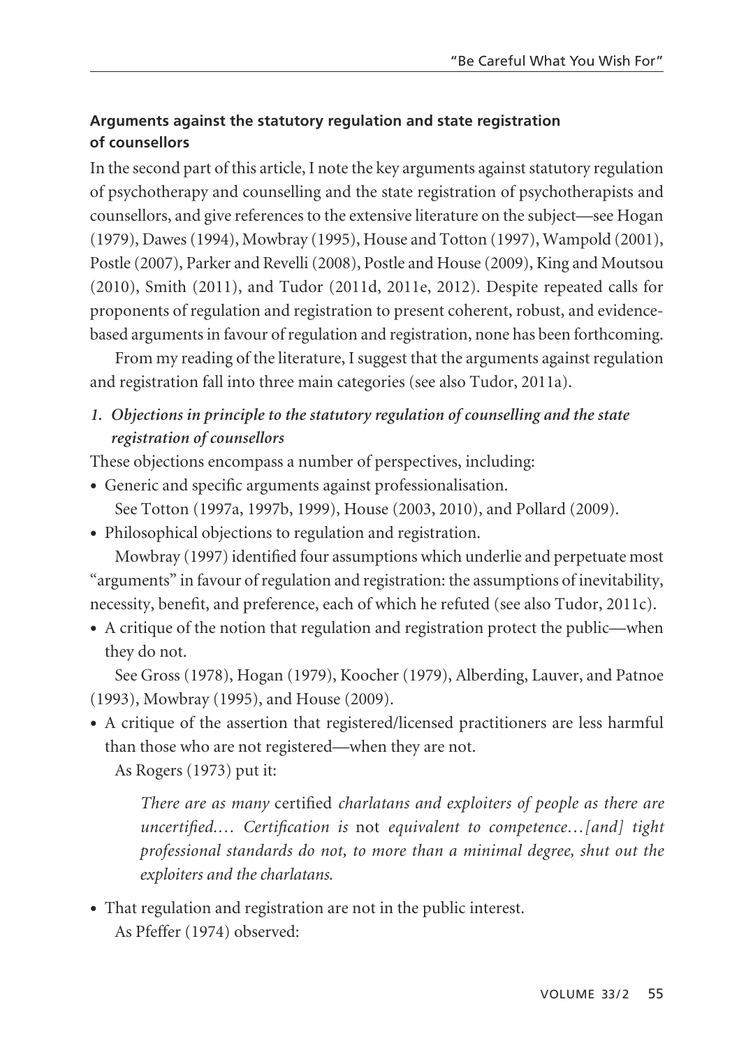**Arguments against the statutory regulation and state registration of counsellors**

In the second part of this article, I note the key arguments against statutory regulation of psychotherapy and counselling and the state registration of psychotherapists and counsellors, and give references to the extensive literature on the subject—see Hogan (1979), Dawes (1994), Mowbray (1995), House and Totton (1997), Wampold (2001), Postle (2007), Parker and Revelli (2008), Postle and House (2009), King and Moutsou (2010), Smith (2011), and Tudor (2011d, 2011e, 2012). Despite repeated calls for proponents of regulation and registration to present coherent, robust, and evidence-based arguments in favour of regulation and registration, none has been forthcoming.

From my reading of the literature, I suggest that the arguments against regulation and registration fall into three main categories (see also Tudor, 2011a).

*1. Objections in principle to the statutory regulation of counselling and the state registration of counsellors*

These objections encompass a number of perspectives, including:

- Generic and specific arguments against professionalisation.
  See Totton (1997a, 1997b, 1999), House (2003, 2010), and Pollard (2009).
- Philosophical objections to regulation and registration.
  Mowbray (1997) identified four assumptions which underlie and perpetuate most "arguments" in favour of regulation and registration: the assumptions of inevitability, necessity, benefit, and preference, each of which he refuted (see also Tudor, 2011c).
- A critique of the notion that regulation and registration protect the public—when they do not.
  See Gross (1978), Hogan (1979), Koocher (1979), Alberding, Lauver, and Patnoe (1993), Mowbray (1995), and House (2009).
- A critique of the assertion that registered/licensed practitioners are less harmful than those who are not registered—when they are not.
  As Rogers (1973) put it:

  > *There are as many* certified *charlatans and exploiters of people as there are uncertified.… Certification is* not *equivalent to competence…[and] tight professional standards do not, to more than a minimal degree, shut out the exploiters and the charlatans.*

- That regulation and registration are not in the public interest.
  As Pfeffer (1974) observed: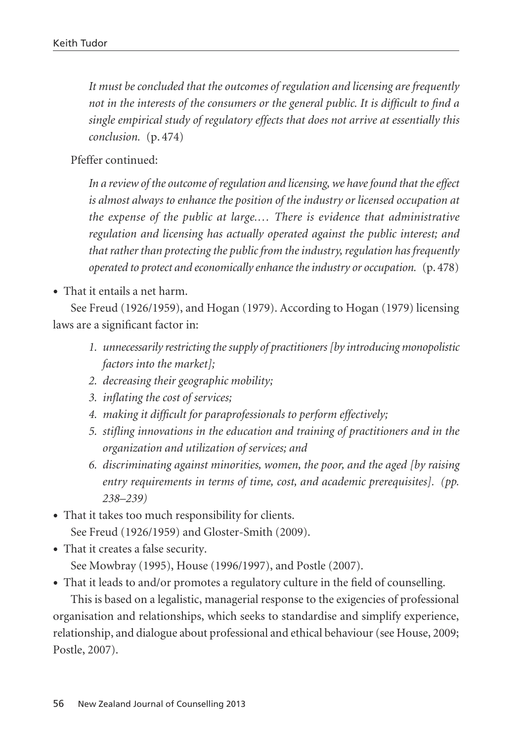> *It must be concluded that the outcomes of regulation and licensing are frequently not in the interests of the consumers or the general public. It is difficult to find a single empirical study of regulatory effects that does not arrive at essentially this conclusion.* (p. 474)

Pfeffer continued:

> *In a review of the outcome of regulation and licensing, we have found that the effect is almost always to enhance the position of the industry or licensed occupation at the expense of the public at large.… There is evidence that administrative regulation and licensing has actually operated against the public interest; and that rather than protecting the public from the industry, regulation has frequently operated to protect and economically enhance the industry or occupation.* (p. 478)

- That it entails a net harm.

  See Freud (1926/1959), and Hogan (1979). According to Hogan (1979) licensing laws are a significant factor in:

  > 1. *unnecessarily restricting the supply of practitioners [by introducing monopolistic factors into the market];*
  > 2. *decreasing their geographic mobility;*
  > 3. *inflating the cost of services;*
  > 4. *making it difficult for paraprofessionals to perform effectively;*
  > 5. *stifling innovations in the education and training of practitioners and in the organization and utilization of services; and*
  > 6. *discriminating against minorities, women, the poor, and the aged [by raising entry requirements in terms of time, cost, and academic prerequisites]. (pp. 238–239)*

- That it takes too much responsibility for clients.

  See Freud (1926/1959) and Gloster-Smith (2009).

- That it creates a false security.

  See Mowbray (1995), House (1996/1997), and Postle (2007).

- That it leads to and/or promotes a regulatory culture in the field of counselling.

  This is based on a legalistic, managerial response to the exigencies of professional organisation and relationships, which seeks to standardise and simplify experience, relationship, and dialogue about professional and ethical behaviour (see House, 2009; Postle, 2007).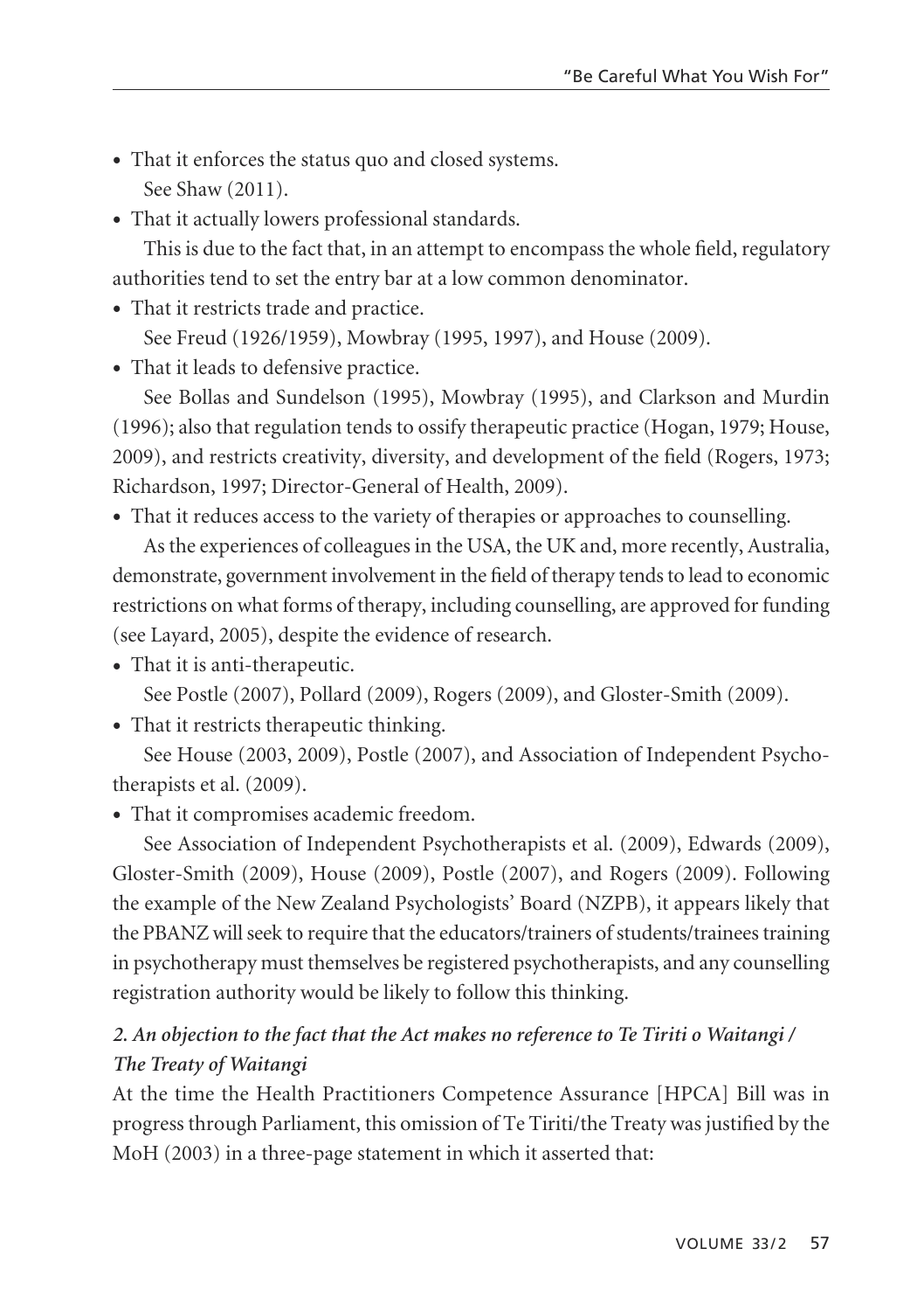- That it enforces the status quo and closed systems.

  See Shaw (2011).

- That it actually lowers professional standards.

  This is due to the fact that, in an attempt to encompass the whole field, regulatory authorities tend to set the entry bar at a low common denominator.

- That it restricts trade and practice.

  See Freud (1926/1959), Mowbray (1995, 1997), and House (2009).

- That it leads to defensive practice.

  See Bollas and Sundelson (1995), Mowbray (1995), and Clarkson and Murdin (1996); also that regulation tends to ossify therapeutic practice (Hogan, 1979; House, 2009), and restricts creativity, diversity, and development of the field (Rogers, 1973; Richardson, 1997; Director-General of Health, 2009).

- That it reduces access to the variety of therapies or approaches to counselling.

  As the experiences of colleagues in the USA, the UK and, more recently, Australia, demonstrate, government involvement in the field of therapy tends to lead to economic restrictions on what forms of therapy, including counselling, are approved for funding (see Layard, 2005), despite the evidence of research.

- That it is anti-therapeutic.

  See Postle (2007), Pollard (2009), Rogers (2009), and Gloster-Smith (2009).

- That it restricts therapeutic thinking.

  See House (2003, 2009), Postle (2007), and Association of Independent Psychotherapists et al. (2009).

- That it compromises academic freedom.

  See Association of Independent Psychotherapists et al. (2009), Edwards (2009), Gloster-Smith (2009), House (2009), Postle (2007), and Rogers (2009). Following the example of the New Zealand Psychologists' Board (NZPB), it appears likely that the PBANZ will seek to require that the educators/trainers of students/trainees training in psychotherapy must themselves be registered psychotherapists, and any counselling registration authority would be likely to follow this thinking.

*2. An objection to the fact that the Act makes no reference to Te Tiriti o Waitangi / The Treaty of Waitangi*

At the time the Health Practitioners Competence Assurance [HPCA] Bill was in progress through Parliament, this omission of Te Tiriti/the Treaty was justified by the MoH (2003) in a three-page statement in which it asserted that: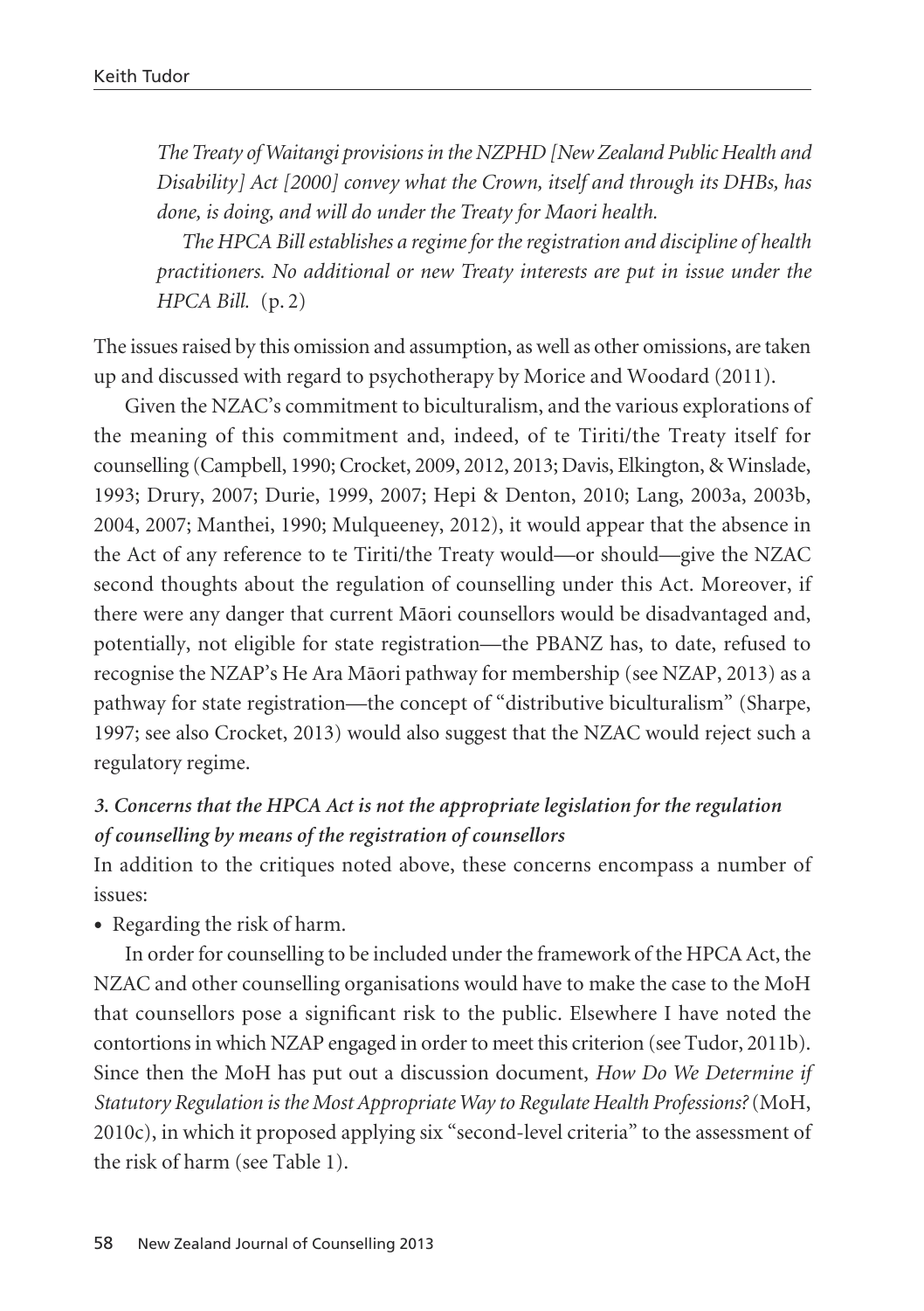*The Treaty of Waitangi provisions in the NZPHD [New Zealand Public Health and Disability] Act [2000] convey what the Crown, itself and through its DHBs, has done, is doing, and will do under the Treaty for Maori health.*

*The HPCA Bill establishes a regime for the registration and discipline of health practitioners. No additional or new Treaty interests are put in issue under the HPCA Bill.* (p. 2)

The issues raised by this omission and assumption, as well as other omissions, are taken up and discussed with regard to psychotherapy by Morice and Woodard (2011).

Given the NZAC's commitment to biculturalism, and the various explorations of the meaning of this commitment and, indeed, of te Tiriti/the Treaty itself for counselling (Campbell, 1990; Crocket, 2009, 2012, 2013; Davis, Elkington, & Winslade, 1993; Drury, 2007; Durie, 1999, 2007; Hepi & Denton, 2010; Lang, 2003a, 2003b, 2004, 2007; Manthei, 1990; Mulqueeney, 2012), it would appear that the absence in the Act of any reference to te Tiriti/the Treaty would—or should—give the NZAC second thoughts about the regulation of counselling under this Act. Moreover, if there were any danger that current Māori counsellors would be disadvantaged and, potentially, not eligible for state registration—the PBANZ has, to date, refused to recognise the NZAP's He Ara Māori pathway for membership (see NZAP, 2013) as a pathway for state registration—the concept of "distributive biculturalism" (Sharpe, 1997; see also Crocket, 2013) would also suggest that the NZAC would reject such a regulatory regime.

### *3. Concerns that the HPCA Act is not the appropriate legislation for the regulation of counselling by means of the registration of counsellors*

In addition to the critiques noted above, these concerns encompass a number of issues:

- Regarding the risk of harm.

In order for counselling to be included under the framework of the HPCA Act, the NZAC and other counselling organisations would have to make the case to the MoH that counsellors pose a significant risk to the public. Elsewhere I have noted the contortions in which NZAP engaged in order to meet this criterion (see Tudor, 2011b). Since then the MoH has put out a discussion document, *How Do We Determine if Statutory Regulation is the Most Appropriate Way to Regulate Health Professions?* (MoH, 2010c), in which it proposed applying six "second-level criteria" to the assessment of the risk of harm (see Table 1).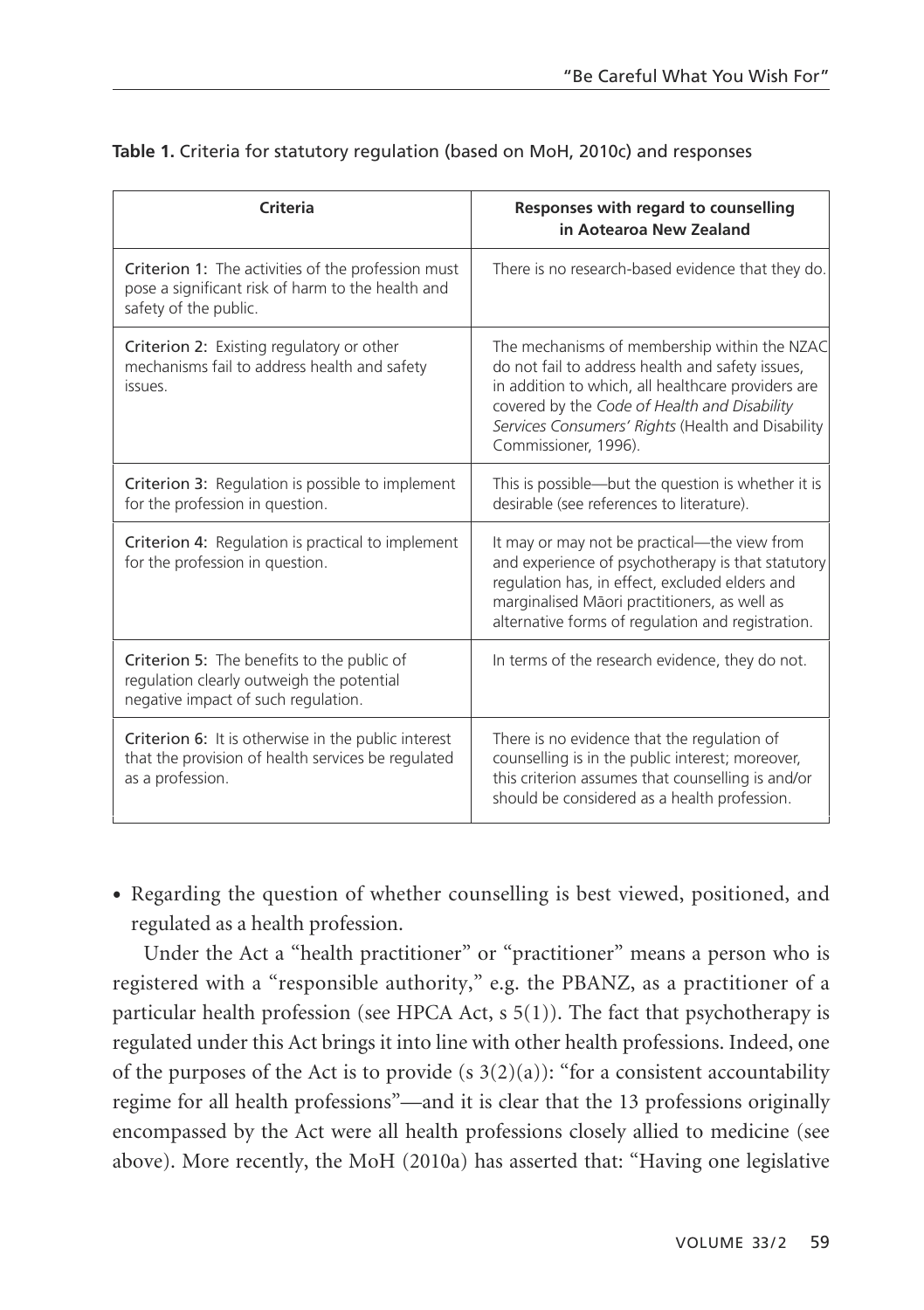**Table 1.** Criteria for statutory regulation (based on MoH, 2010c) and responses

| Criteria | Responses with regard to counselling in Aotearoa New Zealand |
|---|---|
| **Criterion 1:** The activities of the profession must pose a significant risk of harm to the health and safety of the public. | There is no research-based evidence that they do. |
| **Criterion 2:** Existing regulatory or other mechanisms fail to address health and safety issues. | The mechanisms of membership within the NZAC do not fail to address health and safety issues, in addition to which, all healthcare providers are covered by the *Code of Health and Disability Services Consumers' Rights* (Health and Disability Commissioner, 1996). |
| **Criterion 3:** Regulation is possible to implement for the profession in question. | This is possible—but the question is whether it is desirable (see references to literature). |
| **Criterion 4:** Regulation is practical to implement for the profession in question. | It may or may not be practical—the view from and experience of psychotherapy is that statutory regulation has, in effect, excluded elders and marginalised Māori practitioners, as well as alternative forms of regulation and registration. |
| **Criterion 5:** The benefits to the public of regulation clearly outweigh the potential negative impact of such regulation. | In terms of the research evidence, they do not. |
| **Criterion 6:** It is otherwise in the public interest that the provision of health services be regulated as a profession. | There is no evidence that the regulation of counselling is in the public interest; moreover, this criterion assumes that counselling is and/or should be considered as a health profession. |

- Regarding the question of whether counselling is best viewed, positioned, and regulated as a health profession.

Under the Act a "health practitioner" or "practitioner" means a person who is registered with a "responsible authority," e.g. the PBANZ, as a practitioner of a particular health profession (see HPCA Act, s 5(1)). The fact that psychotherapy is regulated under this Act brings it into line with other health professions. Indeed, one of the purposes of the Act is to provide (s 3(2)(a)): "for a consistent accountability regime for all health professions"—and it is clear that the 13 professions originally encompassed by the Act were all health professions closely allied to medicine (see above). More recently, the MoH (2010a) has asserted that: "Having one legislative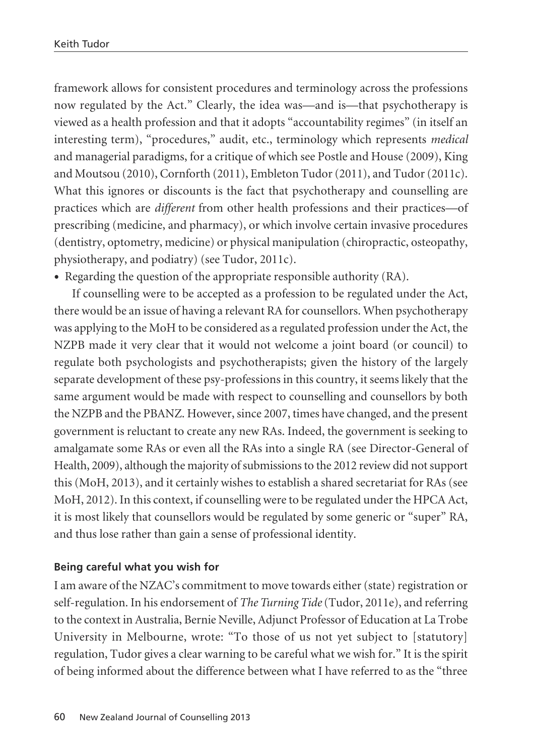framework allows for consistent procedures and terminology across the professions now regulated by the Act." Clearly, the idea was—and is—that psychotherapy is viewed as a health profession and that it adopts "accountability regimes" (in itself an interesting term), "procedures," audit, etc., terminology which represents *medical* and managerial paradigms, for a critique of which see Postle and House (2009), King and Moutsou (2010), Cornforth (2011), Embleton Tudor (2011), and Tudor (2011c). What this ignores or discounts is the fact that psychotherapy and counselling are practices which are *different* from other health professions and their practices—of prescribing (medicine, and pharmacy), or which involve certain invasive procedures (dentistry, optometry, medicine) or physical manipulation (chiropractic, osteopathy, physiotherapy, and podiatry) (see Tudor, 2011c).

- Regarding the question of the appropriate responsible authority (RA).

If counselling were to be accepted as a profession to be regulated under the Act, there would be an issue of having a relevant RA for counsellors. When psychotherapy was applying to the MoH to be considered as a regulated profession under the Act, the NZPB made it very clear that it would not welcome a joint board (or council) to regulate both psychologists and psychotherapists; given the history of the largely separate development of these psy-professions in this country, it seems likely that the same argument would be made with respect to counselling and counsellors by both the NZPB and the PBANZ. However, since 2007, times have changed, and the present government is reluctant to create any new RAs. Indeed, the government is seeking to amalgamate some RAs or even all the RAs into a single RA (see Director-General of Health, 2009), although the majority of submissions to the 2012 review did not support this (MoH, 2013), and it certainly wishes to establish a shared secretariat for RAs (see MoH, 2012). In this context, if counselling were to be regulated under the HPCA Act, it is most likely that counsellors would be regulated by some generic or "super" RA, and thus lose rather than gain a sense of professional identity.

**Being careful what you wish for**

I am aware of the NZAC's commitment to move towards either (state) registration or self-regulation. In his endorsement of *The Turning Tide* (Tudor, 2011e), and referring to the context in Australia, Bernie Neville, Adjunct Professor of Education at La Trobe University in Melbourne, wrote: "To those of us not yet subject to [statutory] regulation, Tudor gives a clear warning to be careful what we wish for." It is the spirit of being informed about the difference between what I have referred to as the "three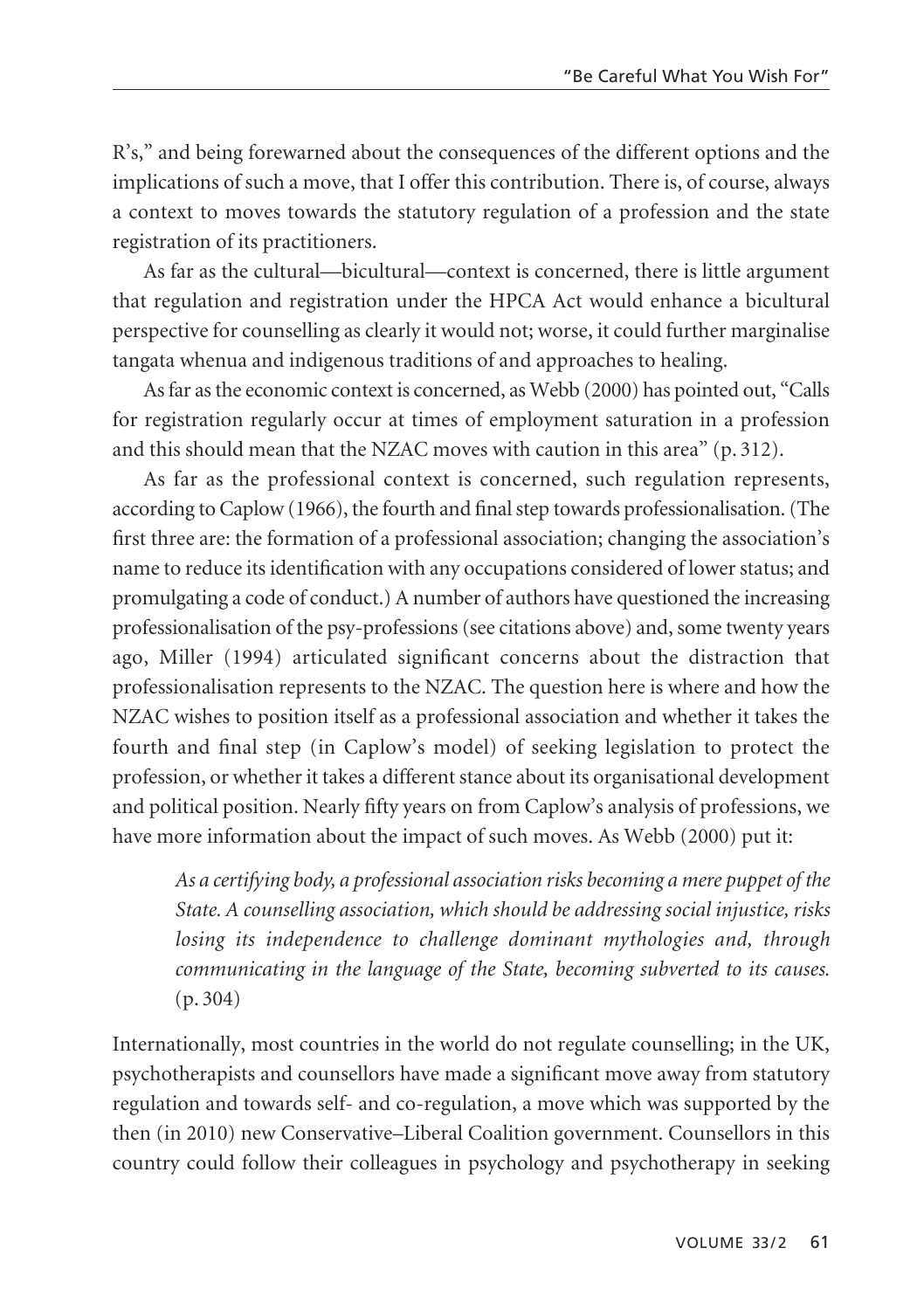R's," and being forewarned about the consequences of the different options and the implications of such a move, that I offer this contribution. There is, of course, always a context to moves towards the statutory regulation of a profession and the state registration of its practitioners.

As far as the cultural—bicultural—context is concerned, there is little argument that regulation and registration under the HPCA Act would enhance a bicultural perspective for counselling as clearly it would not; worse, it could further marginalise tangata whenua and indigenous traditions of and approaches to healing.

As far as the economic context is concerned, as Webb (2000) has pointed out, "Calls for registration regularly occur at times of employment saturation in a profession and this should mean that the NZAC moves with caution in this area" (p. 312).

As far as the professional context is concerned, such regulation represents, according to Caplow (1966), the fourth and final step towards professionalisation. (The first three are: the formation of a professional association; changing the association's name to reduce its identification with any occupations considered of lower status; and promulgating a code of conduct.) A number of authors have questioned the increasing professionalisation of the psy-professions (see citations above) and, some twenty years ago, Miller (1994) articulated significant concerns about the distraction that professionalisation represents to the NZAC. The question here is where and how the NZAC wishes to position itself as a professional association and whether it takes the fourth and final step (in Caplow's model) of seeking legislation to protect the profession, or whether it takes a different stance about its organisational development and political position. Nearly fifty years on from Caplow's analysis of professions, we have more information about the impact of such moves. As Webb (2000) put it:

> *As a certifying body, a professional association risks becoming a mere puppet of the State. A counselling association, which should be addressing social injustice, risks losing its independence to challenge dominant mythologies and, through communicating in the language of the State, becoming subverted to its causes.* (p. 304)

Internationally, most countries in the world do not regulate counselling; in the UK, psychotherapists and counsellors have made a significant move away from statutory regulation and towards self- and co-regulation, a move which was supported by the then (in 2010) new Conservative–Liberal Coalition government. Counsellors in this country could follow their colleagues in psychology and psychotherapy in seeking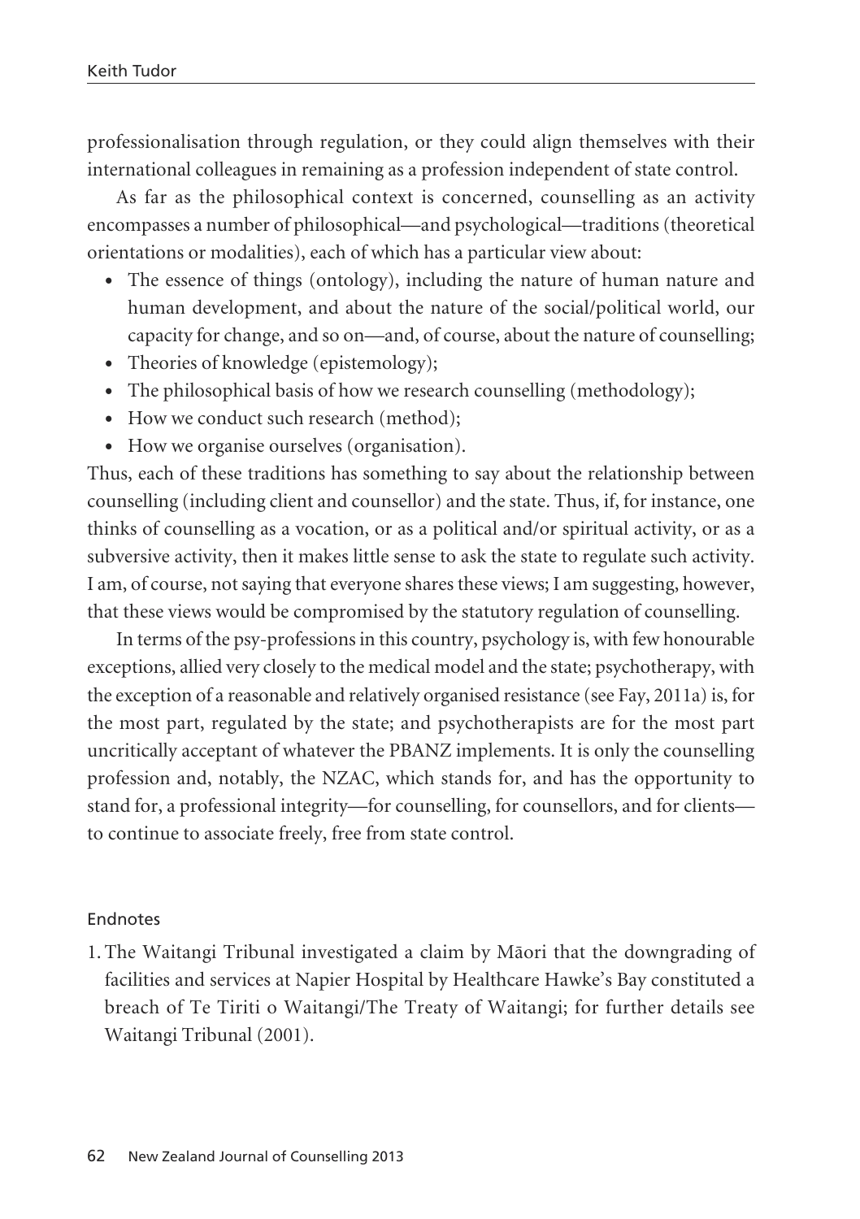professionalisation through regulation, or they could align themselves with their international colleagues in remaining as a profession independent of state control.

As far as the philosophical context is concerned, counselling as an activity encompasses a number of philosophical—and psychological—traditions (theoretical orientations or modalities), each of which has a particular view about:

- The essence of things (ontology), including the nature of human nature and human development, and about the nature of the social/political world, our capacity for change, and so on—and, of course, about the nature of counselling;
- Theories of knowledge (epistemology);
- The philosophical basis of how we research counselling (methodology);
- How we conduct such research (method);
- How we organise ourselves (organisation).

Thus, each of these traditions has something to say about the relationship between counselling (including client and counsellor) and the state. Thus, if, for instance, one thinks of counselling as a vocation, or as a political and/or spiritual activity, or as a subversive activity, then it makes little sense to ask the state to regulate such activity. I am, of course, not saying that everyone shares these views; I am suggesting, however, that these views would be compromised by the statutory regulation of counselling.

In terms of the psy-professions in this country, psychology is, with few honourable exceptions, allied very closely to the medical model and the state; psychotherapy, with the exception of a reasonable and relatively organised resistance (see Fay, 2011a) is, for the most part, regulated by the state; and psychotherapists are for the most part uncritically acceptant of whatever the PBANZ implements. It is only the counselling profession and, notably, the NZAC, which stands for, and has the opportunity to stand for, a professional integrity—for counselling, for counsellors, and for clients—to continue to associate freely, free from state control.

## Endnotes

1. The Waitangi Tribunal investigated a claim by Māori that the downgrading of facilities and services at Napier Hospital by Healthcare Hawke's Bay constituted a breach of Te Tiriti o Waitangi/The Treaty of Waitangi; for further details see Waitangi Tribunal (2001).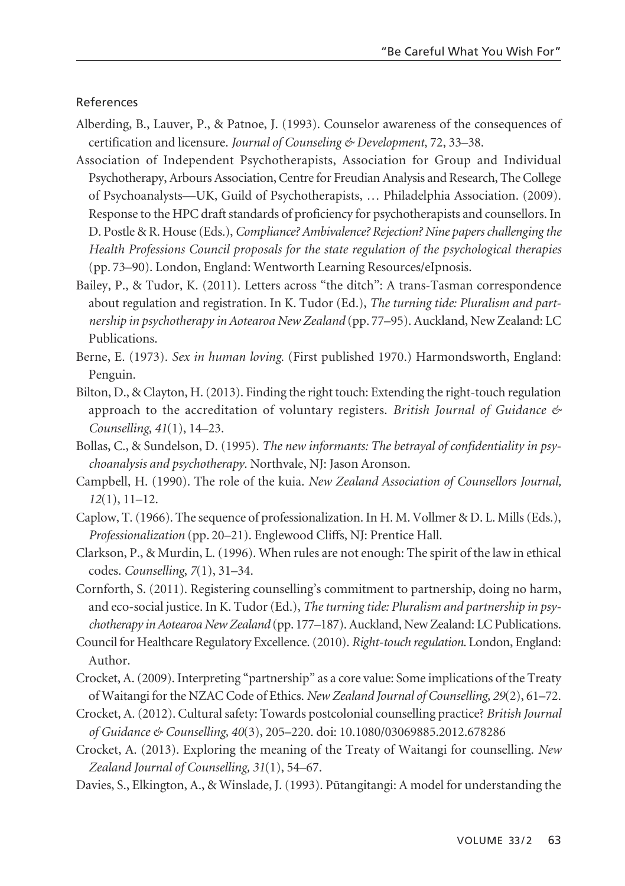References

Alberding, B., Lauver, P., & Patnoe, J. (1993). Counselor awareness of the consequences of certification and licensure. *Journal of Counseling & Development*, 72, 33–38.

Association of Independent Psychotherapists, Association for Group and Individual Psychotherapy, Arbours Association, Centre for Freudian Analysis and Research, The College of Psychoanalysts—UK, Guild of Psychotherapists, … Philadelphia Association. (2009). Response to the HPC draft standards of proficiency for psychotherapists and counsellors. In D. Postle & R. House (Eds.), *Compliance? Ambivalence? Rejection? Nine papers challenging the Health Professions Council proposals for the state regulation of the psychological therapies* (pp. 73–90). London, England: Wentworth Learning Resources/eIpnosis.

Bailey, P., & Tudor, K. (2011). Letters across "the ditch": A trans-Tasman correspondence about regulation and registration. In K. Tudor (Ed.), *The turning tide: Pluralism and partnership in psychotherapy in Aotearoa New Zealand* (pp. 77–95). Auckland, New Zealand: LC Publications.

Berne, E. (1973). *Sex in human loving.* (First published 1970.) Harmondsworth, England: Penguin.

Bilton, D., & Clayton, H. (2013). Finding the right touch: Extending the right-touch regulation approach to the accreditation of voluntary registers. *British Journal of Guidance & Counselling, 41*(1), 14–23.

Bollas, C., & Sundelson, D. (1995). *The new informants: The betrayal of confidentiality in psychoanalysis and psychotherapy*. Northvale, NJ: Jason Aronson.

Campbell, H. (1990). The role of the kuia. *New Zealand Association of Counsellors Journal, 12*(1), 11–12.

Caplow, T. (1966). The sequence of professionalization. In H. M. Vollmer & D. L. Mills (Eds.), *Professionalization* (pp. 20–21). Englewood Cliffs, NJ: Prentice Hall.

Clarkson, P., & Murdin, L. (1996). When rules are not enough: The spirit of the law in ethical codes. *Counselling, 7*(1), 31–34.

Cornforth, S. (2011). Registering counselling's commitment to partnership, doing no harm, and eco-social justice. In K. Tudor (Ed.), *The turning tide: Pluralism and partnership in psychotherapy in Aotearoa New Zealand* (pp. 177–187). Auckland, New Zealand: LC Publications.

Council for Healthcare Regulatory Excellence. (2010). *Right-touch regulation.* London, England: Author.

Crocket, A. (2009). Interpreting "partnership" as a core value: Some implications of the Treaty of Waitangi for the NZAC Code of Ethics. *New Zealand Journal of Counselling, 29*(2), 61–72.

Crocket, A. (2012). Cultural safety: Towards postcolonial counselling practice? *British Journal of Guidance & Counselling, 40*(3), 205–220. doi: 10.1080/03069885.2012.678286

Crocket, A. (2013). Exploring the meaning of the Treaty of Waitangi for counselling. *New Zealand Journal of Counselling, 31*(1), 54–67.

Davies, S., Elkington, A., & Winslade, J. (1993). Pūtangitangi: A model for understanding the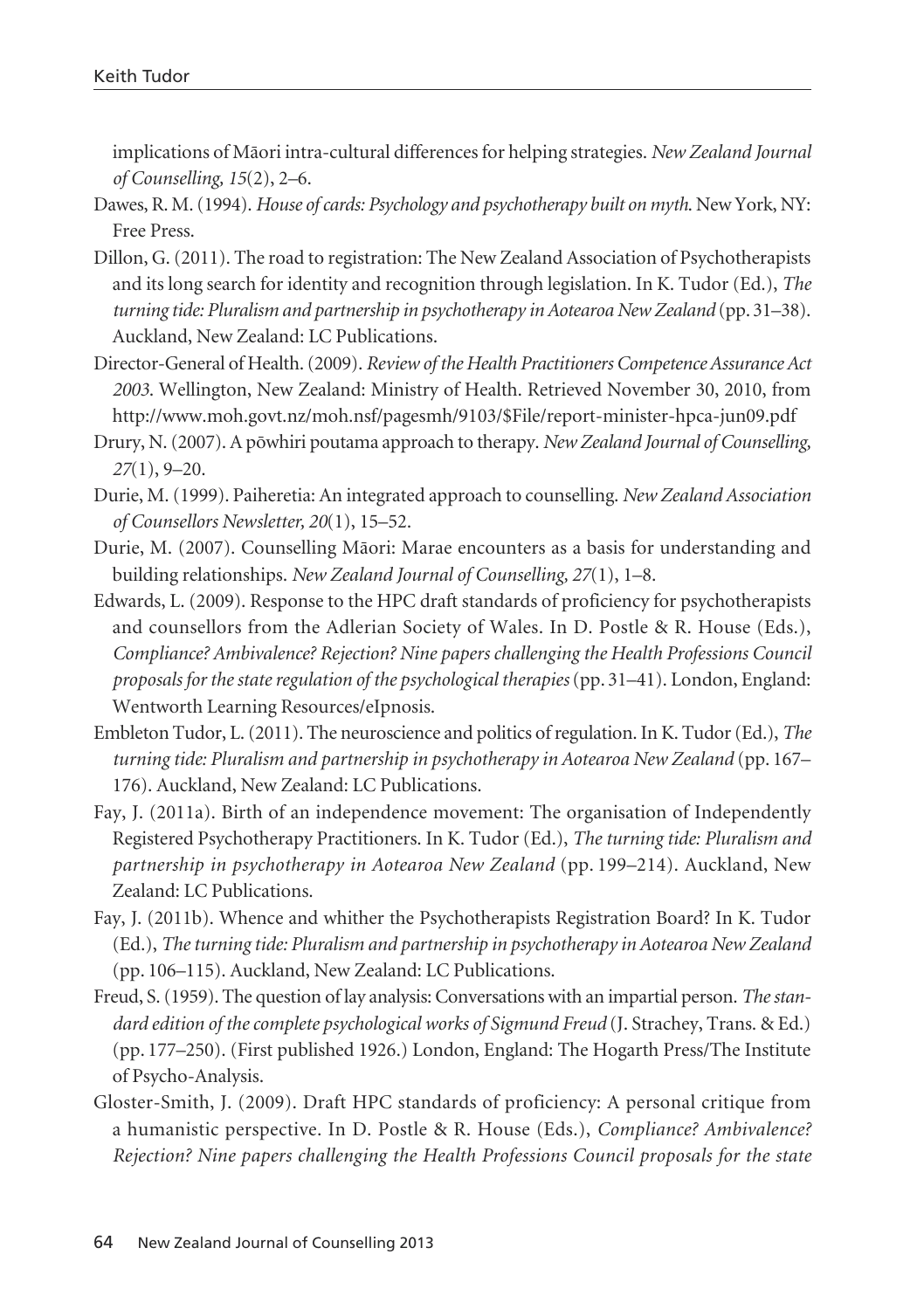implications of Māori intra-cultural differences for helping strategies. *New Zealand Journal of Counselling, 15*(2), 2–6.

Dawes, R. M. (1994). *House of cards: Psychology and psychotherapy built on myth.* New York, NY: Free Press.

Dillon, G. (2011). The road to registration: The New Zealand Association of Psychotherapists and its long search for identity and recognition through legislation. In K. Tudor (Ed.), *The turning tide: Pluralism and partnership in psychotherapy in Aotearoa New Zealand* (pp. 31–38). Auckland, New Zealand: LC Publications.

Director-General of Health. (2009). *Review of the Health Practitioners Competence Assurance Act 2003.* Wellington, New Zealand: Ministry of Health. Retrieved November 30, 2010, from http://www.moh.govt.nz/moh.nsf/pagesmh/9103/$File/report-minister-hpca-jun09.pdf

Drury, N. (2007). A pōwhiri poutama approach to therapy. *New Zealand Journal of Counselling, 27*(1), 9–20.

Durie, M. (1999). Paiheretia: An integrated approach to counselling. *New Zealand Association of Counsellors Newsletter, 20*(1), 15–52.

Durie, M. (2007). Counselling Māori: Marae encounters as a basis for understanding and building relationships. *New Zealand Journal of Counselling, 27*(1), 1–8.

Edwards, L. (2009). Response to the HPC draft standards of proficiency for psychotherapists and counsellors from the Adlerian Society of Wales. In D. Postle & R. House (Eds.), *Compliance? Ambivalence? Rejection? Nine papers challenging the Health Professions Council proposals for the state regulation of the psychological therapies* (pp. 31–41). London, England: Wentworth Learning Resources/eIpnosis.

Embleton Tudor, L. (2011). The neuroscience and politics of regulation. In K. Tudor (Ed.), *The turning tide: Pluralism and partnership in psychotherapy in Aotearoa New Zealand* (pp. 167–176). Auckland, New Zealand: LC Publications.

Fay, J. (2011a). Birth of an independence movement: The organisation of Independently Registered Psychotherapy Practitioners. In K. Tudor (Ed.), *The turning tide: Pluralism and partnership in psychotherapy in Aotearoa New Zealand* (pp. 199–214). Auckland, New Zealand: LC Publications.

Fay, J. (2011b). Whence and whither the Psychotherapists Registration Board? In K. Tudor (Ed.), *The turning tide: Pluralism and partnership in psychotherapy in Aotearoa New Zealand* (pp. 106–115). Auckland, New Zealand: LC Publications.

Freud, S. (1959). The question of lay analysis: Conversations with an impartial person. *The standard edition of the complete psychological works of Sigmund Freud* (J. Strachey, Trans. & Ed.) (pp. 177–250). (First published 1926.) London, England: The Hogarth Press/The Institute of Psycho-Analysis.

Gloster-Smith, J. (2009). Draft HPC standards of proficiency: A personal critique from a humanistic perspective. In D. Postle & R. House (Eds.), *Compliance? Ambivalence? Rejection? Nine papers challenging the Health Professions Council proposals for the state*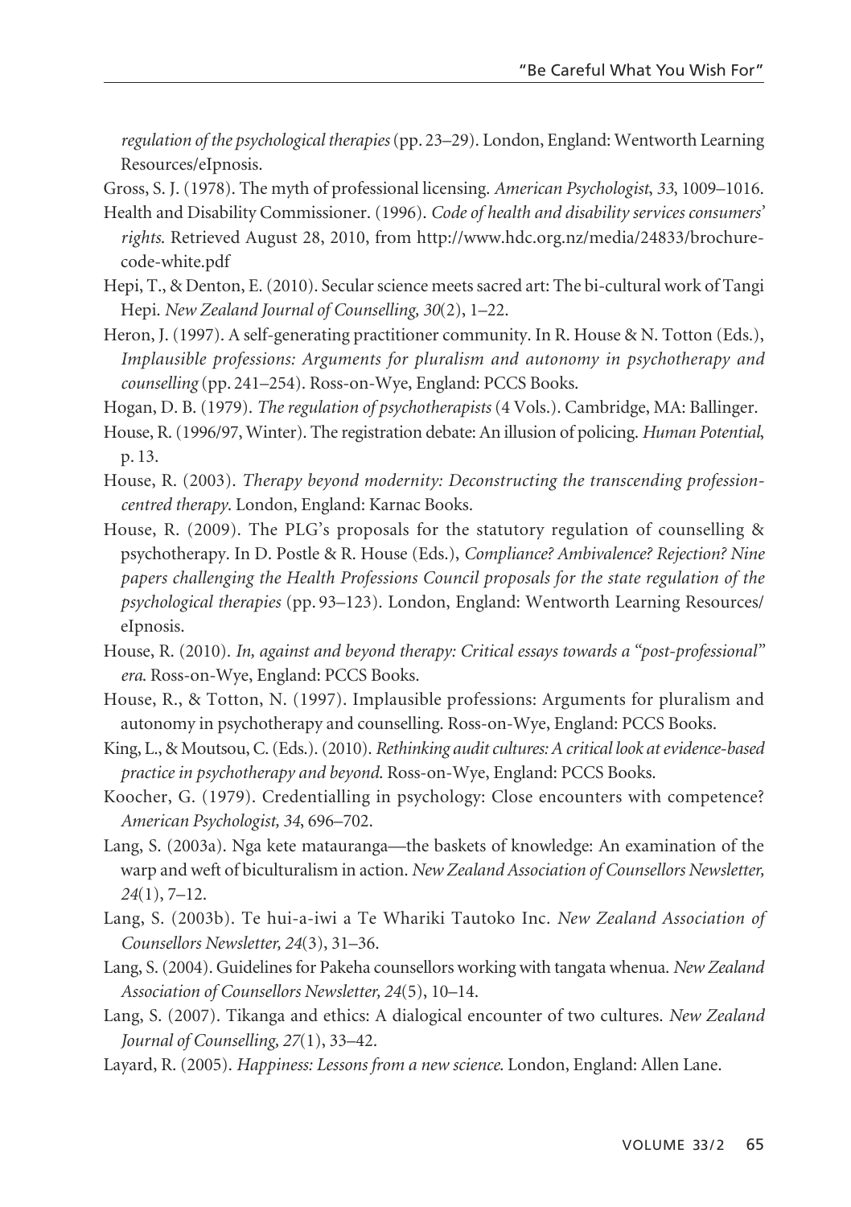*regulation of the psychological therapies* (pp. 23–29). London, England: Wentworth Learning Resources/eIpnosis.

Gross, S. J. (1978). The myth of professional licensing. *American Psychologist*, *33*, 1009–1016.

Health and Disability Commissioner. (1996). *Code of health and disability services consumers' rights*. Retrieved August 28, 2010, from http://www.hdc.org.nz/media/24833/brochure-code-white.pdf

Hepi, T., & Denton, E. (2010). Secular science meets sacred art: The bi-cultural work of Tangi Hepi. *New Zealand Journal of Counselling, 30*(2), 1–22.

Heron, J. (1997). A self-generating practitioner community. In R. House & N. Totton (Eds.), *Implausible professions: Arguments for pluralism and autonomy in psychotherapy and counselling* (pp. 241–254). Ross-on-Wye, England: PCCS Books.

Hogan, D. B. (1979). *The regulation of psychotherapists* (4 Vols.). Cambridge, MA: Ballinger.

House, R. (1996/97, Winter). The registration debate: An illusion of policing. *Human Potential*, p. 13.

House, R. (2003). *Therapy beyond modernity: Deconstructing the transcending profession-centred therapy*. London, England: Karnac Books.

House, R. (2009). The PLG's proposals for the statutory regulation of counselling & psychotherapy. In D. Postle & R. House (Eds.), *Compliance? Ambivalence? Rejection? Nine papers challenging the Health Professions Council proposals for the state regulation of the psychological therapies* (pp. 93–123). London, England: Wentworth Learning Resources/eIpnosis.

House, R. (2010). *In, against and beyond therapy: Critical essays towards a "post-professional" era*. Ross-on-Wye, England: PCCS Books.

House, R., & Totton, N. (1997). Implausible professions: Arguments for pluralism and autonomy in psychotherapy and counselling. Ross-on-Wye, England: PCCS Books.

King, L., & Moutsou, C. (Eds.). (2010). *Rethinking audit cultures: A critical look at evidence-based practice in psychotherapy and beyond*. Ross-on-Wye, England: PCCS Books.

Koocher, G. (1979). Credentialling in psychology: Close encounters with competence? *American Psychologist, 34*, 696–702.

Lang, S. (2003a). Nga kete matauranga—the baskets of knowledge: An examination of the warp and weft of biculturalism in action. *New Zealand Association of Counsellors Newsletter, 24*(1), 7–12.

Lang, S. (2003b). Te hui-a-iwi a Te Whariki Tautoko Inc. *New Zealand Association of Counsellors Newsletter, 24*(3), 31–36.

Lang, S. (2004). Guidelines for Pakeha counsellors working with tangata whenua. *New Zealand Association of Counsellors Newsletter, 24*(5), 10–14.

Lang, S. (2007). Tikanga and ethics: A dialogical encounter of two cultures. *New Zealand Journal of Counselling, 27*(1), 33–42.

Layard, R. (2005). *Happiness: Lessons from a new science*. London, England: Allen Lane.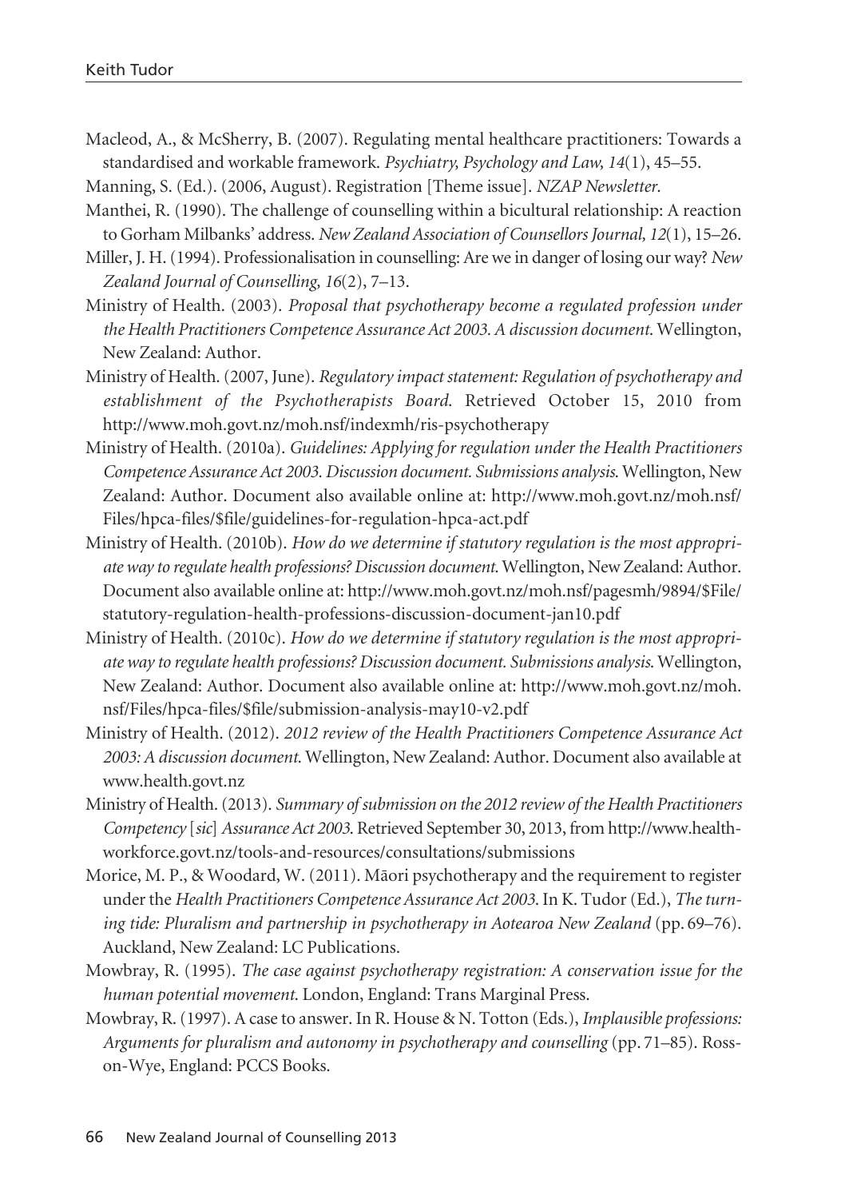Macleod, A., & McSherry, B. (2007). Regulating mental healthcare practitioners: Towards a standardised and workable framework. *Psychiatry, Psychology and Law, 14*(1), 45–55.

Manning, S. (Ed.). (2006, August). Registration [Theme issue]. *NZAP Newsletter*.

Manthei, R. (1990). The challenge of counselling within a bicultural relationship: A reaction to Gorham Milbanks' address. *New Zealand Association of Counsellors Journal, 12*(1), 15–26.

Miller, J. H. (1994). Professionalisation in counselling: Are we in danger of losing our way? *New Zealand Journal of Counselling, 16*(2), 7–13.

Ministry of Health. (2003). *Proposal that psychotherapy become a regulated profession under the Health Practitioners Competence Assurance Act 2003. A discussion document*. Wellington, New Zealand: Author.

Ministry of Health. (2007, June). *Regulatory impact statement: Regulation of psychotherapy and establishment of the Psychotherapists Board*. Retrieved October 15, 2010 from http://www.moh.govt.nz/moh.nsf/indexmh/ris-psychotherapy

Ministry of Health. (2010a). *Guidelines: Applying for regulation under the Health Practitioners Competence Assurance Act 2003. Discussion document. Submissions analysis*. Wellington, New Zealand: Author. Document also available online at: http://www.moh.govt.nz/moh.nsf/Files/hpca-files/$file/guidelines-for-regulation-hpca-act.pdf

Ministry of Health. (2010b). *How do we determine if statutory regulation is the most appropriate way to regulate health professions? Discussion document*. Wellington, New Zealand: Author. Document also available online at: http://www.moh.govt.nz/moh.nsf/pagesmh/9894/$File/statutory-regulation-health-professions-discussion-document-jan10.pdf

Ministry of Health. (2010c). *How do we determine if statutory regulation is the most appropriate way to regulate health professions? Discussion document. Submissions analysis*. Wellington, New Zealand: Author. Document also available online at: http://www.moh.govt.nz/moh.nsf/Files/hpca-files/$file/submission-analysis-may10-v2.pdf

Ministry of Health. (2012). *2012 review of the Health Practitioners Competence Assurance Act 2003: A discussion document*. Wellington, New Zealand: Author. Document also available at www.health.govt.nz

Ministry of Health. (2013). *Summary of submission on the 2012 review of the Health Practitioners Competency* [*sic*] *Assurance Act 2003*. Retrieved September 30, 2013, from http://www.healthworkforce.govt.nz/tools-and-resources/consultations/submissions

Morice, M. P., & Woodard, W. (2011). Māori psychotherapy and the requirement to register under the *Health Practitioners Competence Assurance Act 2003*. In K. Tudor (Ed.), *The turning tide: Pluralism and partnership in psychotherapy in Aotearoa New Zealand* (pp. 69–76). Auckland, New Zealand: LC Publications.

Mowbray, R. (1995). *The case against psychotherapy registration: A conservation issue for the human potential movement*. London, England: Trans Marginal Press.

Mowbray, R. (1997). A case to answer. In R. House & N. Totton (Eds.), *Implausible professions: Arguments for pluralism and autonomy in psychotherapy and counselling* (pp. 71–85). Ross-on-Wye, England: PCCS Books.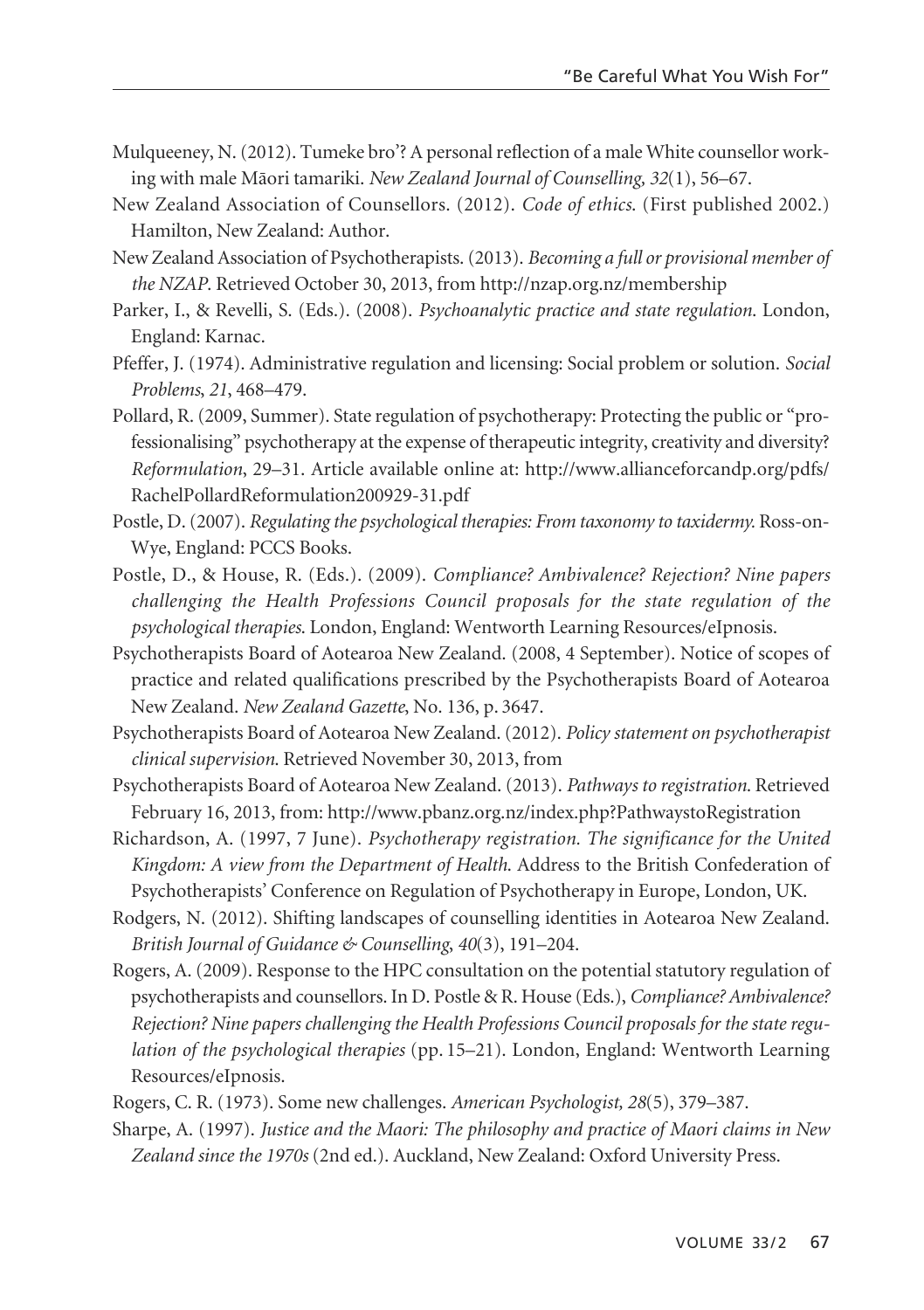Mulqueeney, N. (2012). Tumeke bro'? A personal reflection of a male White counsellor working with male Māori tamariki. *New Zealand Journal of Counselling, 32*(1), 56–67.

New Zealand Association of Counsellors. (2012). *Code of ethics*. (First published 2002.) Hamilton, New Zealand: Author.

New Zealand Association of Psychotherapists. (2013). *Becoming a full or provisional member of the NZAP*. Retrieved October 30, 2013, from http://nzap.org.nz/membership

Parker, I., & Revelli, S. (Eds.). (2008). *Psychoanalytic practice and state regulation*. London, England: Karnac.

Pfeffer, J. (1974). Administrative regulation and licensing: Social problem or solution. *Social Problems, 21*, 468–479.

Pollard, R. (2009, Summer). State regulation of psychotherapy: Protecting the public or "professionalising" psychotherapy at the expense of therapeutic integrity, creativity and diversity? *Reformulation*, 29–31. Article available online at: http://www.allianceforcandp.org/pdfs/RachelPollardReformulation200929-31.pdf

Postle, D. (2007). *Regulating the psychological therapies: From taxonomy to taxidermy.* Ross-on-Wye, England: PCCS Books.

Postle, D., & House, R. (Eds.). (2009). *Compliance? Ambivalence? Rejection? Nine papers challenging the Health Professions Council proposals for the state regulation of the psychological therapies*. London, England: Wentworth Learning Resources/eIpnosis.

Psychotherapists Board of Aotearoa New Zealand. (2008, 4 September). Notice of scopes of practice and related qualifications prescribed by the Psychotherapists Board of Aotearoa New Zealand. *New Zealand Gazette*, No. 136, p. 3647.

Psychotherapists Board of Aotearoa New Zealand. (2012). *Policy statement on psychotherapist clinical supervision*. Retrieved November 30, 2013, from

Psychotherapists Board of Aotearoa New Zealand. (2013). *Pathways to registration*. Retrieved February 16, 2013, from: http://www.pbanz.org.nz/index.php?PathwaystoRegistration

Richardson, A. (1997, 7 June). *Psychotherapy registration. The significance for the United Kingdom: A view from the Department of Health*. Address to the British Confederation of Psychotherapists' Conference on Regulation of Psychotherapy in Europe, London, UK.

Rodgers, N. (2012). Shifting landscapes of counselling identities in Aotearoa New Zealand. *British Journal of Guidance & Counselling, 40*(3), 191–204.

Rogers, A. (2009). Response to the HPC consultation on the potential statutory regulation of psychotherapists and counsellors. In D. Postle & R. House (Eds.), *Compliance? Ambivalence? Rejection? Nine papers challenging the Health Professions Council proposals for the state regulation of the psychological therapies* (pp. 15–21). London, England: Wentworth Learning Resources/eIpnosis.

Rogers, C. R. (1973). Some new challenges. *American Psychologist, 28*(5), 379–387.

Sharpe, A. (1997). *Justice and the Maori: The philosophy and practice of Maori claims in New Zealand since the 1970s* (2nd ed.). Auckland, New Zealand: Oxford University Press.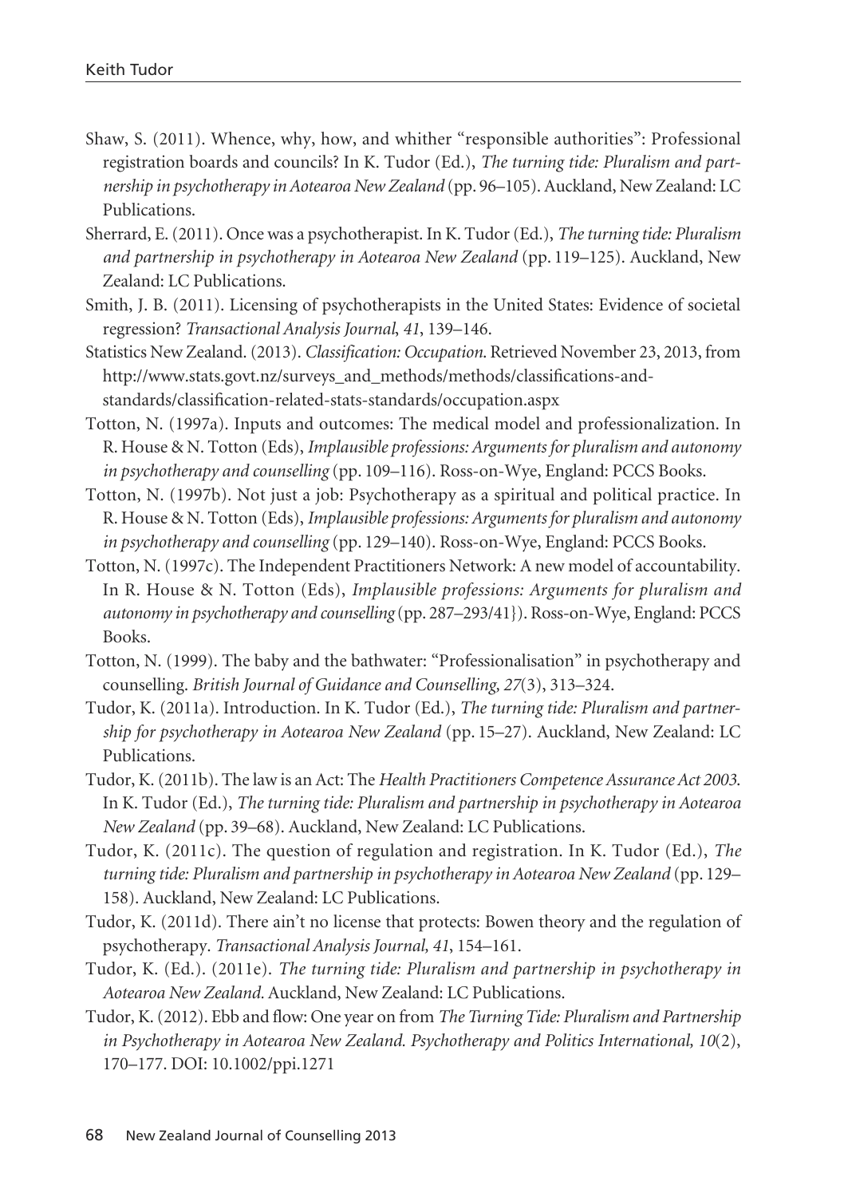Shaw, S. (2011). Whence, why, how, and whither "responsible authorities": Professional registration boards and councils? In K. Tudor (Ed.), *The turning tide: Pluralism and partnership in psychotherapy in Aotearoa New Zealand* (pp. 96–105). Auckland, New Zealand: LC Publications.

Sherrard, E. (2011). Once was a psychotherapist. In K. Tudor (Ed.), *The turning tide: Pluralism and partnership in psychotherapy in Aotearoa New Zealand* (pp. 119–125). Auckland, New Zealand: LC Publications.

Smith, J. B. (2011). Licensing of psychotherapists in the United States: Evidence of societal regression? *Transactional Analysis Journal*, *41*, 139–146.

Statistics New Zealand. (2013). *Classification: Occupation*. Retrieved November 23, 2013, from http://www.stats.govt.nz/surveys_and_methods/methods/classifications-and-standards/classification-related-stats-standards/occupation.aspx

Totton, N. (1997a). Inputs and outcomes: The medical model and professionalization. In R. House & N. Totton (Eds), *Implausible professions: Arguments for pluralism and autonomy in psychotherapy and counselling* (pp. 109–116). Ross-on-Wye, England: PCCS Books.

Totton, N. (1997b). Not just a job: Psychotherapy as a spiritual and political practice. In R. House & N. Totton (Eds), *Implausible professions: Arguments for pluralism and autonomy in psychotherapy and counselling* (pp. 129–140). Ross-on-Wye, England: PCCS Books.

Totton, N. (1997c). The Independent Practitioners Network: A new model of accountability. In R. House & N. Totton (Eds), *Implausible professions: Arguments for pluralism and autonomy in psychotherapy and counselling* (pp. 287–293/41}). Ross-on-Wye, England: PCCS Books.

Totton, N. (1999). The baby and the bathwater: "Professionalisation" in psychotherapy and counselling. *British Journal of Guidance and Counselling, 27*(3), 313–324.

Tudor, K. (2011a). Introduction. In K. Tudor (Ed.), *The turning tide: Pluralism and partnership for psychotherapy in Aotearoa New Zealand* (pp. 15–27). Auckland, New Zealand: LC Publications.

Tudor, K. (2011b). The law is an Act: The *Health Practitioners Competence Assurance Act 2003*. In K. Tudor (Ed.), *The turning tide: Pluralism and partnership in psychotherapy in Aotearoa New Zealand* (pp. 39–68). Auckland, New Zealand: LC Publications.

Tudor, K. (2011c). The question of regulation and registration. In K. Tudor (Ed.), *The turning tide: Pluralism and partnership in psychotherapy in Aotearoa New Zealand* (pp. 129–158). Auckland, New Zealand: LC Publications.

Tudor, K. (2011d). There ain't no license that protects: Bowen theory and the regulation of psychotherapy. *Transactional Analysis Journal, 41*, 154–161.

Tudor, K. (Ed.). (2011e). *The turning tide: Pluralism and partnership in psychotherapy in Aotearoa New Zealand*. Auckland, New Zealand: LC Publications.

Tudor, K. (2012). Ebb and flow: One year on from *The Turning Tide: Pluralism and Partnership in Psychotherapy in Aotearoa New Zealand. Psychotherapy and Politics International, 10*(2), 170–177. DOI: 10.1002/ppi.1271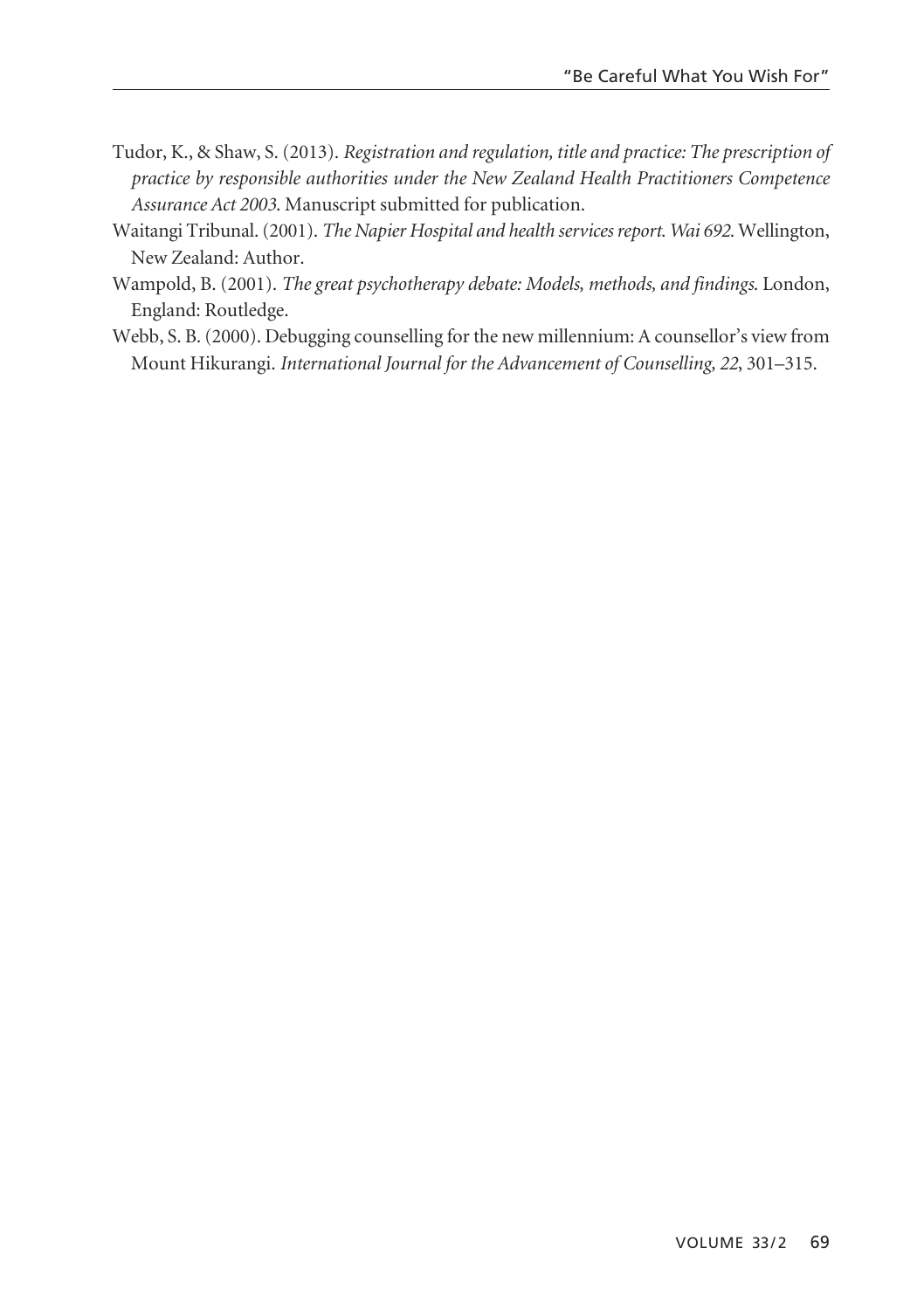Tudor, K., & Shaw, S. (2013). *Registration and regulation, title and practice: The prescription of practice by responsible authorities under the New Zealand Health Practitioners Competence Assurance Act 2003.* Manuscript submitted for publication.

Waitangi Tribunal. (2001). *The Napier Hospital and health services report. Wai 692.* Wellington, New Zealand: Author.

Wampold, B. (2001). *The great psychotherapy debate: Models, methods, and findings.* London, England: Routledge.

Webb, S. B. (2000). Debugging counselling for the new millennium: A counsellor's view from Mount Hikurangi. *International Journal for the Advancement of Counselling, 22*, 301–315.